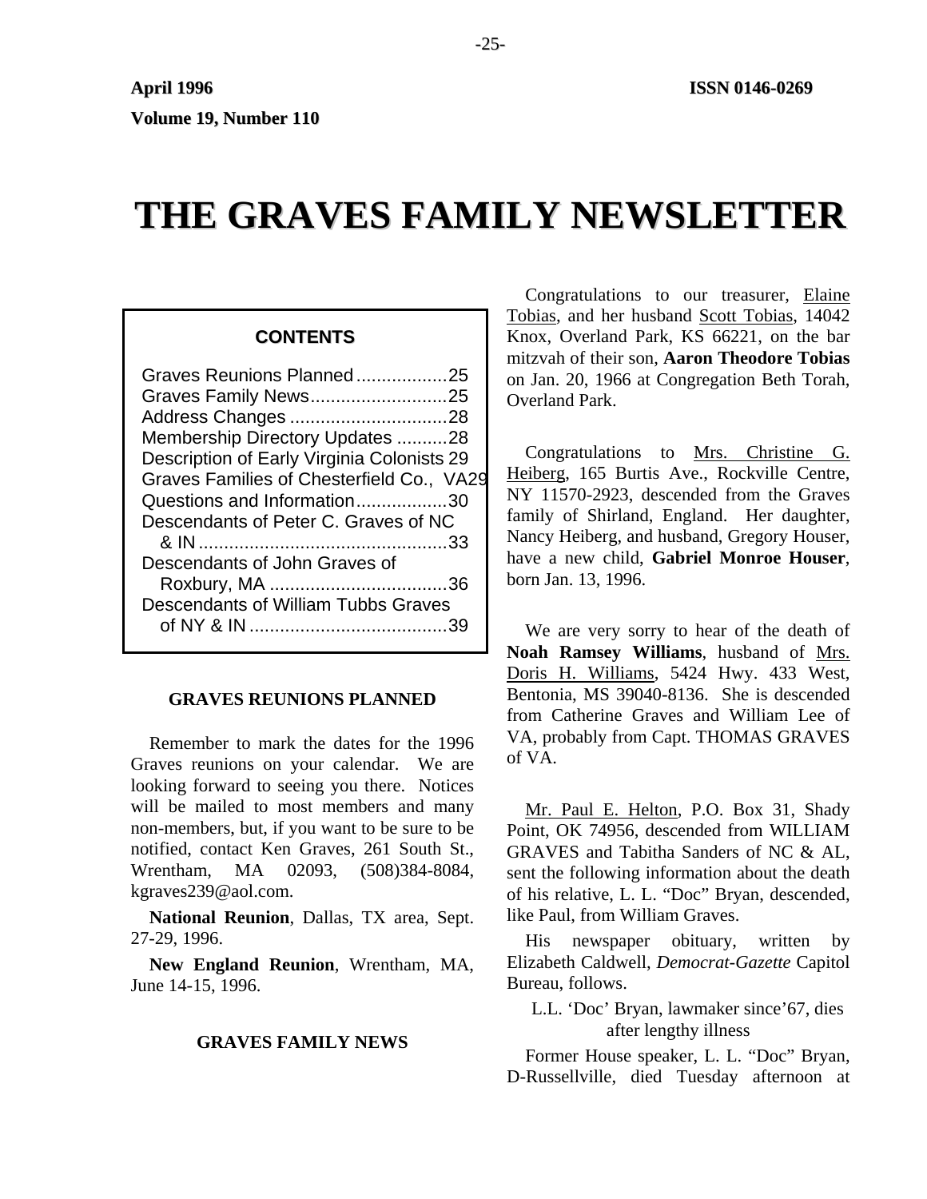April 1996 ISSN 0146-0269

Volume 19, Number 110

# THE GRAVES FAMILY NEWSLETTER

**CONTENTS**

- Graves Reunions Planned..................25
- Graves Family News...........................25
- Address Changes ...............................28
- Membership Directory Updates ..........28
- Description of Early Virginia Colonists 29
- Graves Families of Chesterfield Co., VA29
- Questions and Information..................30
- Descendants of Peter C. Graves of NC & IN ................................................33
- Descendants of John Graves of Roxbury, MA ...................................36
- Descendants of William Tubbs Graves of NY & IN .......................................39

## GRAVES REUNIONS PLANNED

Remember to mark the dates for the 1996 Graves reunions on your calendar. We are looking forward to seeing you there. Notices will be mailed to most members and many non-members, but, if you want to be sure to be notified, contact Ken Graves, 261 South St., Wrentham, MA 02093, (508)384-8084, kgraves239@aol.com.

**National Reunion**, Dallas, TX area, Sept. 27-29, 1996.

**New England Reunion**, Wrentham, MA, June 14-15, 1996.

## GRAVES FAMILY NEWS

Congratulations to our treasurer, Elaine Tobias, and her husband Scott Tobias, 14042 Knox, Overland Park, KS 66221, on the bar mitzvah of their son, **Aaron Theodore Tobias** on Jan. 20, 1966 at Congregation Beth Torah, Overland Park.

Congratulations to Mrs. Christine G. Heiberg, 165 Burtis Ave., Rockville Centre, NY 11570-2923, descended from the Graves family of Shirland, England. Her daughter, Nancy Heiberg, and husband, Gregory Houser, have a new child, **Gabriel Monroe Houser**, born Jan. 13, 1996.

We are very sorry to hear of the death of **Noah Ramsey Williams**, husband of Mrs. Doris H. Williams, 5424 Hwy. 433 West, Bentonia, MS 39040-8136. She is descended from Catherine Graves and William Lee of VA, probably from Capt. THOMAS GRAVES of VA.

Mr. Paul E. Helton, P.O. Box 31, Shady Point, OK 74956, descended from WILLIAM GRAVES and Tabitha Sanders of NC & AL, sent the following information about the death of his relative, L. L. "Doc" Bryan, descended, like Paul, from William Graves.

His newspaper obituary, written by Elizabeth Caldwell, *Democrat-Gazette* Capitol Bureau, follows.

L.L. 'Doc' Bryan, lawmaker since'67, dies after lengthy illness

Former House speaker, L. L. "Doc" Bryan, D-Russellville, died Tuesday afternoon at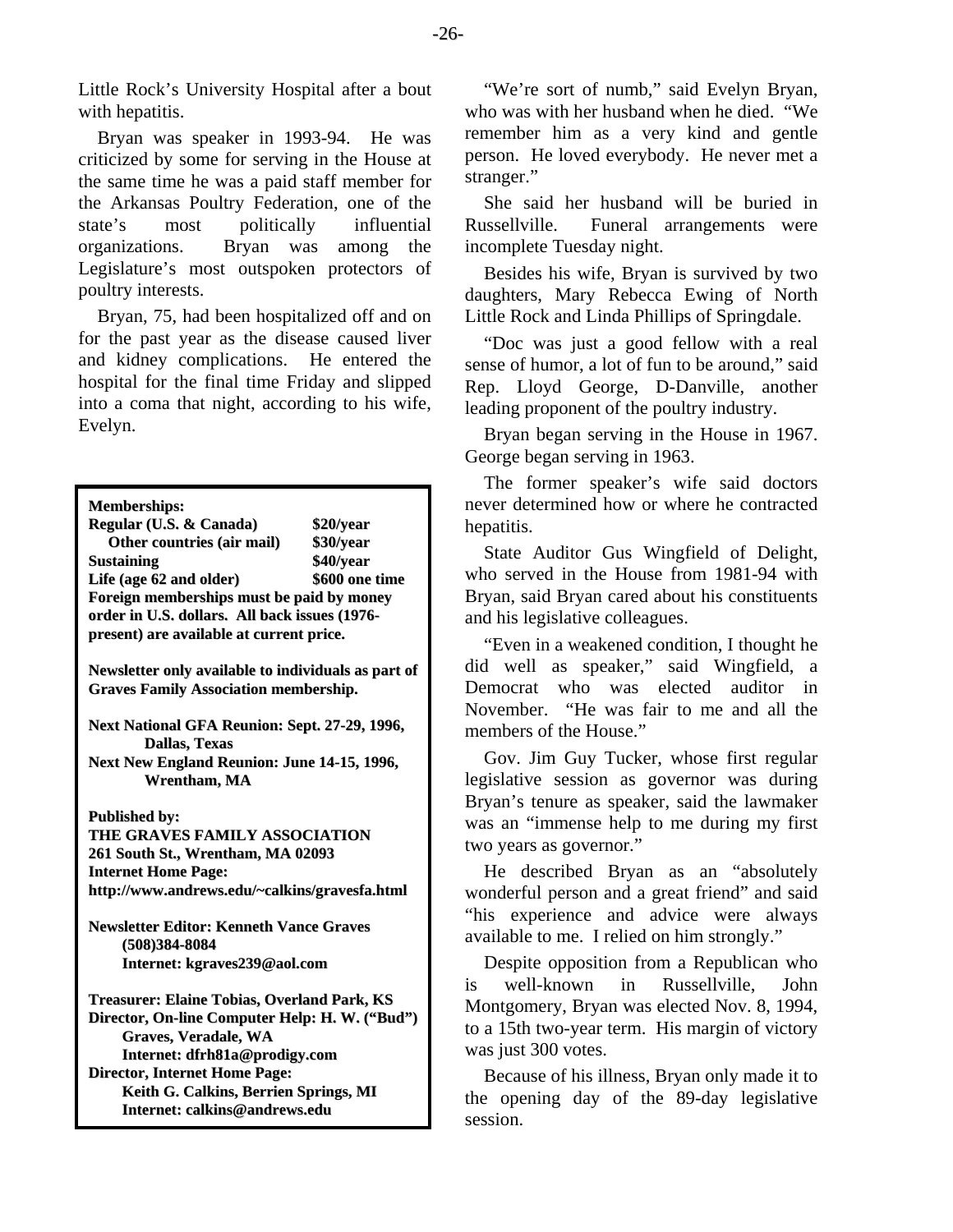Little Rock's University Hospital after a bout with hepatitis.

Bryan was speaker in 1993-94. He was criticized by some for serving in the House at the same time he was a paid staff member for the Arkansas Poultry Federation, one of the state's most politically influential organizations. Bryan was among the Legislature's most outspoken protectors of poultry interests.

Bryan, 75, had been hospitalized off and on for the past year as the disease caused liver and kidney complications. He entered the hospital for the final time Friday and slipped into a coma that night, according to his wife, Evelyn.

**Memberships:**

| | |
|---|---|
| **Regular (U.S. & Canada)** | **$20/year** |
| **Other countries (air mail)** | **$30/year** |
| **Sustaining** | **$40/year** |
| **Life (age 62 and older)** | **$600 one time** |

**Foreign memberships must be paid by money order in U.S. dollars. All back issues (1976-present) are available at current price.**

**Newsletter only available to individuals as part of Graves Family Association membership.**

**Next National GFA Reunion: Sept. 27-29, 1996, Dallas, Texas**
**Next New England Reunion: June 14-15, 1996, Wrentham, MA**

**Published by:**
**THE GRAVES FAMILY ASSOCIATION**
**261 South St., Wrentham, MA 02093**
**Internet Home Page:**
**http://www.andrews.edu/~calkins/gravesfa.html**

**Newsletter Editor: Kenneth Vance Graves**
**(508)384-8084**
**Internet: kgraves239@aol.com**

**Treasurer: Elaine Tobias, Overland Park, KS**
**Director, On-line Computer Help: H. W. ("Bud") Graves, Veradale, WA**
**Internet: dfrh81a@prodigy.com**
**Director, Internet Home Page:**
**Keith G. Calkins, Berrien Springs, MI**
**Internet: calkins@andrews.edu**

"We're sort of numb," said Evelyn Bryan, who was with her husband when he died. "We remember him as a very kind and gentle person. He loved everybody. He never met a stranger."

She said her husband will be buried in Russellville. Funeral arrangements were incomplete Tuesday night.

Besides his wife, Bryan is survived by two daughters, Mary Rebecca Ewing of North Little Rock and Linda Phillips of Springdale.

"Doc was just a good fellow with a real sense of humor, a lot of fun to be around," said Rep. Lloyd George, D-Danville, another leading proponent of the poultry industry.

Bryan began serving in the House in 1967. George began serving in 1963.

The former speaker's wife said doctors never determined how or where he contracted hepatitis.

State Auditor Gus Wingfield of Delight, who served in the House from 1981-94 with Bryan, said Bryan cared about his constituents and his legislative colleagues.

"Even in a weakened condition, I thought he did well as speaker," said Wingfield, a Democrat who was elected auditor in November. "He was fair to me and all the members of the House."

Gov. Jim Guy Tucker, whose first regular legislative session as governor was during Bryan's tenure as speaker, said the lawmaker was an "immense help to me during my first two years as governor."

He described Bryan as an "absolutely wonderful person and a great friend" and said "his experience and advice were always available to me. I relied on him strongly."

Despite opposition from a Republican who is well-known in Russellville, John Montgomery, Bryan was elected Nov. 8, 1994, to a 15th two-year term. His margin of victory was just 300 votes.

Because of his illness, Bryan only made it to the opening day of the 89-day legislative session.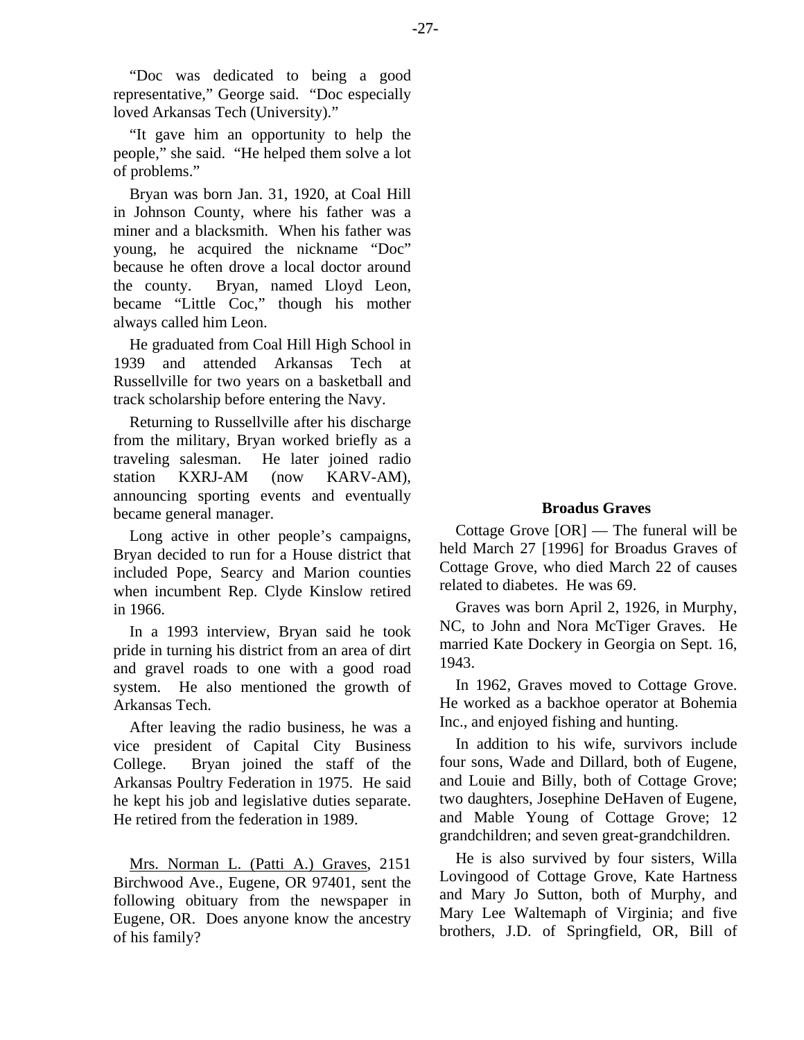"Doc was dedicated to being a good representative," George said. "Doc especially loved Arkansas Tech (University)."

"It gave him an opportunity to help the people," she said. "He helped them solve a lot of problems."

Bryan was born Jan. 31, 1920, at Coal Hill in Johnson County, where his father was a miner and a blacksmith. When his father was young, he acquired the nickname "Doc" because he often drove a local doctor around the county. Bryan, named Lloyd Leon, became "Little Coc," though his mother always called him Leon.

He graduated from Coal Hill High School in 1939 and attended Arkansas Tech at Russellville for two years on a basketball and track scholarship before entering the Navy.

Returning to Russellville after his discharge from the military, Bryan worked briefly as a traveling salesman. He later joined radio station KXRJ-AM (now KARV-AM), announcing sporting events and eventually became general manager.

Long active in other people's campaigns, Bryan decided to run for a House district that included Pope, Searcy and Marion counties when incumbent Rep. Clyde Kinslow retired in 1966.

In a 1993 interview, Bryan said he took pride in turning his district from an area of dirt and gravel roads to one with a good road system. He also mentioned the growth of Arkansas Tech.

After leaving the radio business, he was a vice president of Capital City Business College. Bryan joined the staff of the Arkansas Poultry Federation in 1975. He said he kept his job and legislative duties separate. He retired from the federation in 1989.

Mrs. Norman L. (Patti A.) Graves, 2151 Birchwood Ave., Eugene, OR 97401, sent the following obituary from the newspaper in Eugene, OR. Does anyone know the ancestry of his family?

**Broadus Graves**

Cottage Grove [OR] — The funeral will be held March 27 [1996] for Broadus Graves of Cottage Grove, who died March 22 of causes related to diabetes. He was 69.

Graves was born April 2, 1926, in Murphy, NC, to John and Nora McTiger Graves. He married Kate Dockery in Georgia on Sept. 16, 1943.

In 1962, Graves moved to Cottage Grove. He worked as a backhoe operator at Bohemia Inc., and enjoyed fishing and hunting.

In addition to his wife, survivors include four sons, Wade and Dillard, both of Eugene, and Louie and Billy, both of Cottage Grove; two daughters, Josephine DeHaven of Eugene, and Mable Young of Cottage Grove; 12 grandchildren; and seven great-grandchildren.

He is also survived by four sisters, Willa Lovingood of Cottage Grove, Kate Hartness and Mary Jo Sutton, both of Murphy, and Mary Lee Waltemaph of Virginia; and five brothers, J.D. of Springfield, OR, Bill of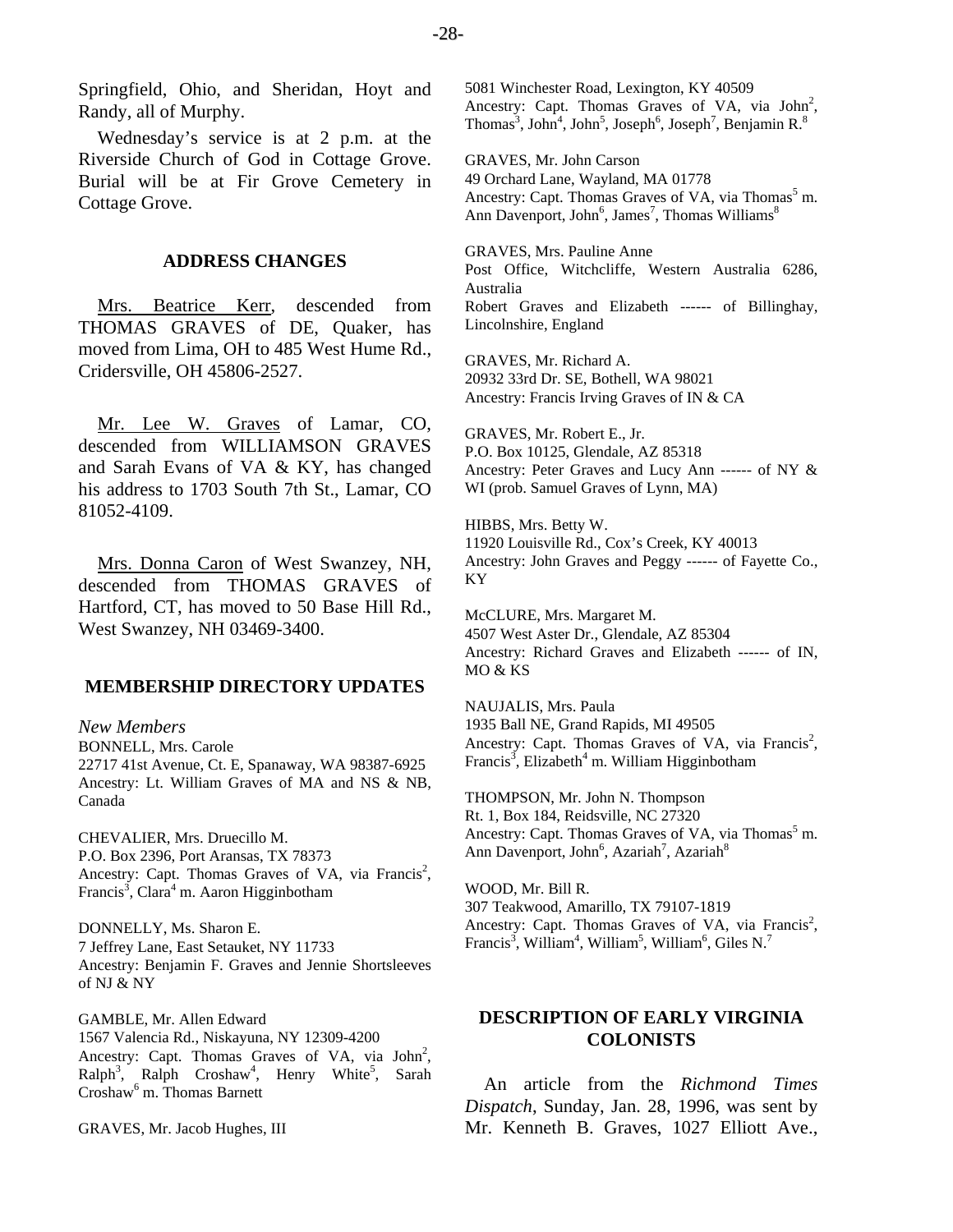Springfield, Ohio, and Sheridan, Hoyt and Randy, all of Murphy.

Wednesday's service is at 2 p.m. at the Riverside Church of God in Cottage Grove. Burial will be at Fir Grove Cemetery in Cottage Grove.

### ADDRESS CHANGES

Mrs. Beatrice Kerr, descended from THOMAS GRAVES of DE, Quaker, has moved from Lima, OH to 485 West Hume Rd., Cridersville, OH 45806-2527.

Mr. Lee W. Graves of Lamar, CO, descended from WILLIAMSON GRAVES and Sarah Evans of VA & KY, has changed his address to 1703 South 7th St., Lamar, CO 81052-4109.

Mrs. Donna Caron of West Swanzey, NH, descended from THOMAS GRAVES of Hartford, CT, has moved to 50 Base Hill Rd., West Swanzey, NH 03469-3400.

### MEMBERSHIP DIRECTORY UPDATES

*New Members*

BONNELL, Mrs. Carole
22717 41st Avenue, Ct. E, Spanaway, WA 98387-6925
Ancestry: Lt. William Graves of MA and NS & NB, Canada

CHEVALIER, Mrs. Druecillo M.
P.O. Box 2396, Port Aransas, TX 78373
Ancestry: Capt. Thomas Graves of VA, via Francis[2], Francis[3], Clara[4] m. Aaron Higginbotham

DONNELLY, Ms. Sharon E.
7 Jeffrey Lane, East Setauket, NY 11733
Ancestry: Benjamin F. Graves and Jennie Shortsleeves of NJ & NY

GAMBLE, Mr. Allen Edward
1567 Valencia Rd., Niskayuna, NY 12309-4200
Ancestry: Capt. Thomas Graves of VA, via John[2], Ralph[3], Ralph Croshaw[4], Henry White[5], Sarah Croshaw[6] m. Thomas Barnett

GRAVES, Mr. Jacob Hughes, III
5081 Winchester Road, Lexington, KY 40509
Ancestry: Capt. Thomas Graves of VA, via John[2], Thomas[3], John[4], John[5], Joseph[6], Joseph[7], Benjamin R.[8]

GRAVES, Mr. John Carson
49 Orchard Lane, Wayland, MA 01778
Ancestry: Capt. Thomas Graves of VA, via Thomas[5] m. Ann Davenport, John[6], James[7], Thomas Williams[8]

GRAVES, Mrs. Pauline Anne
Post Office, Witchcliffe, Western Australia 6286, Australia
Robert Graves and Elizabeth ------ of Billinghay, Lincolnshire, England

GRAVES, Mr. Richard A.
20932 33rd Dr. SE, Bothell, WA 98021
Ancestry: Francis Irving Graves of IN & CA

GRAVES, Mr. Robert E., Jr.
P.O. Box 10125, Glendale, AZ 85318
Ancestry: Peter Graves and Lucy Ann ------ of NY & WI (prob. Samuel Graves of Lynn, MA)

HIBBS, Mrs. Betty W.
11920 Louisville Rd., Cox's Creek, KY 40013
Ancestry: John Graves and Peggy ------ of Fayette Co., KY

McCLURE, Mrs. Margaret M.
4507 West Aster Dr., Glendale, AZ 85304
Ancestry: Richard Graves and Elizabeth ------ of IN, MO & KS

NAUJALIS, Mrs. Paula
1935 Ball NE, Grand Rapids, MI 49505
Ancestry: Capt. Thomas Graves of VA, via Francis[2], Francis[3], Elizabeth[4] m. William Higginbotham

THOMPSON, Mr. John N. Thompson
Rt. 1, Box 184, Reidsville, NC 27320
Ancestry: Capt. Thomas Graves of VA, via Thomas[5] m. Ann Davenport, John[6], Azariah[7], Azariah[8]

WOOD, Mr. Bill R.
307 Teakwood, Amarillo, TX 79107-1819
Ancestry: Capt. Thomas Graves of VA, via Francis[2], Francis[3], William[4], William[5], William[6], Giles N.[7]

### DESCRIPTION OF EARLY VIRGINIA COLONISTS

An article from the *Richmond Times Dispatch*, Sunday, Jan. 28, 1996, was sent by Mr. Kenneth B. Graves, 1027 Elliott Ave.,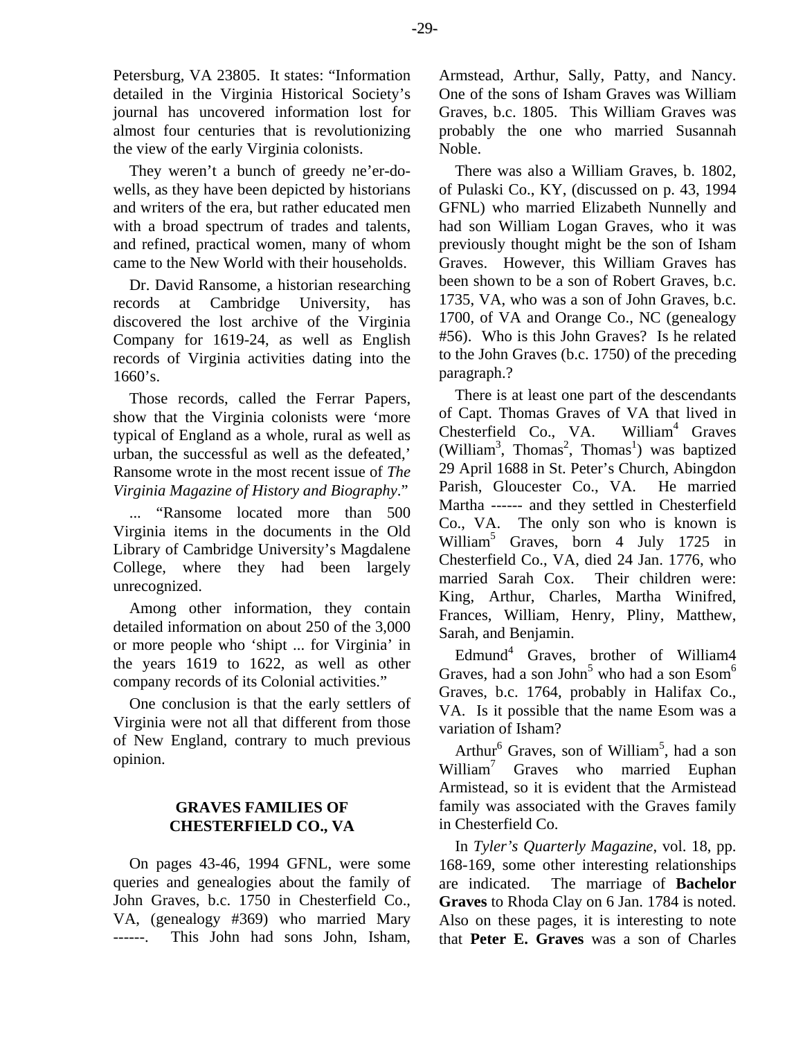Petersburg, VA 23805. It states: "Information detailed in the Virginia Historical Society's journal has uncovered information lost for almost four centuries that is revolutionizing the view of the early Virginia colonists.

They weren't a bunch of greedy ne'er-do-wells, as they have been depicted by historians and writers of the era, but rather educated men with a broad spectrum of trades and talents, and refined, practical women, many of whom came to the New World with their households.

Dr. David Ransome, a historian researching records at Cambridge University, has discovered the lost archive of the Virginia Company for 1619-24, as well as English records of Virginia activities dating into the 1660's.

Those records, called the Ferrar Papers, show that the Virginia colonists were 'more typical of England as a whole, rural as well as urban, the successful as well as the defeated,' Ransome wrote in the most recent issue of *The Virginia Magazine of History and Biography*."

... "Ransome located more than 500 Virginia items in the documents in the Old Library of Cambridge University's Magdalene College, where they had been largely unrecognized.

Among other information, they contain detailed information on about 250 of the 3,000 or more people who 'shipt ... for Virginia' in the years 1619 to 1622, as well as other company records of its Colonial activities."

One conclusion is that the early settlers of Virginia were not all that different from those of New England, contrary to much previous opinion.

## GRAVES FAMILIES OF CHESTERFIELD CO., VA

On pages 43-46, 1994 GFNL, were some queries and genealogies about the family of John Graves, b.c. 1750 in Chesterfield Co., VA, (genealogy #369) who married Mary ------. This John had sons John, Isham, Armstead, Arthur, Sally, Patty, and Nancy. One of the sons of Isham Graves was William Graves, b.c. 1805. This William Graves was probably the one who married Susannah Noble.

There was also a William Graves, b. 1802, of Pulaski Co., KY, (discussed on p. 43, 1994 GFNL) who married Elizabeth Nunnelly and had son William Logan Graves, who it was previously thought might be the son of Isham Graves. However, this William Graves has been shown to be a son of Robert Graves, b.c. 1735, VA, who was a son of John Graves, b.c. 1700, of VA and Orange Co., NC (genealogy #56). Who is this John Graves? Is he related to the John Graves (b.c. 1750) of the preceding paragraph.?

There is at least one part of the descendants of Capt. Thomas Graves of VA that lived in Chesterfield Co., VA. William[4] Graves (William[3], Thomas[2], Thomas[1]) was baptized 29 April 1688 in St. Peter's Church, Abingdon Parish, Gloucester Co., VA. He married Martha ------ and they settled in Chesterfield Co., VA. The only son who is known is William[5] Graves, born 4 July 1725 in Chesterfield Co., VA, died 24 Jan. 1776, who married Sarah Cox. Their children were: King, Arthur, Charles, Martha Winifred, Frances, William, Henry, Pliny, Matthew, Sarah, and Benjamin.

Edmund[4] Graves, brother of William4 Graves, had a son John[5] who had a son Esom[6] Graves, b.c. 1764, probably in Halifax Co., VA. Is it possible that the name Esom was a variation of Isham?

Arthur[6] Graves, son of William[5], had a son William[7] Graves who married Euphan Armistead, so it is evident that the Armistead family was associated with the Graves family in Chesterfield Co.

In *Tyler's Quarterly Magazine*, vol. 18, pp. 168-169, some other interesting relationships are indicated. The marriage of **Bachelor Graves** to Rhoda Clay on 6 Jan. 1784 is noted. Also on these pages, it is interesting to note that **Peter E. Graves** was a son of Charles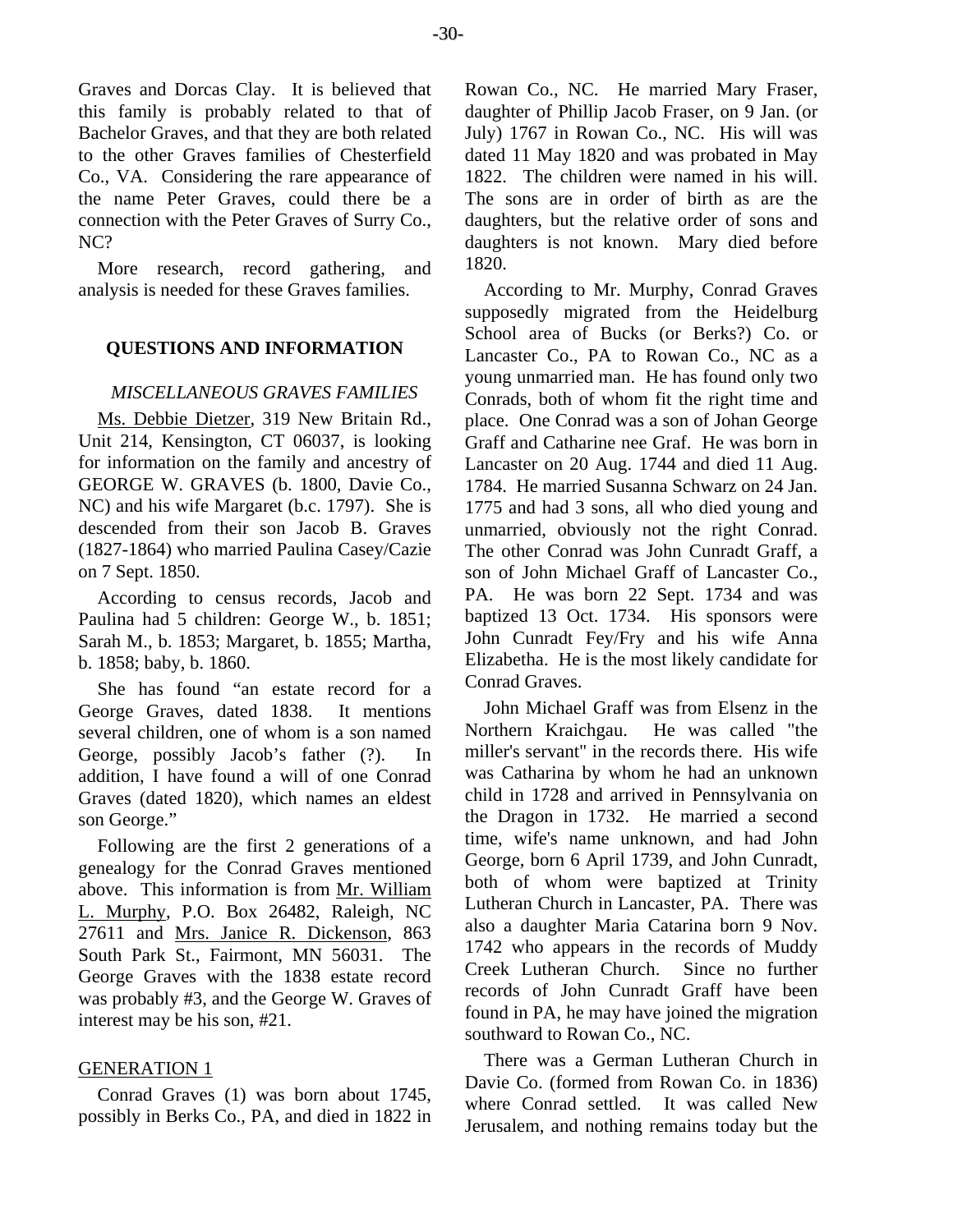Graves and Dorcas Clay. It is believed that this family is probably related to that of Bachelor Graves, and that they are both related to the other Graves families of Chesterfield Co., VA. Considering the rare appearance of the name Peter Graves, could there be a connection with the Peter Graves of Surry Co., NC?

More research, record gathering, and analysis is needed for these Graves families.

## QUESTIONS AND INFORMATION

### *MISCELLANEOUS GRAVES FAMILIES*

Ms. Debbie Dietzer, 319 New Britain Rd., Unit 214, Kensington, CT 06037, is looking for information on the family and ancestry of GEORGE W. GRAVES (b. 1800, Davie Co., NC) and his wife Margaret (b.c. 1797). She is descended from their son Jacob B. Graves (1827-1864) who married Paulina Casey/Cazie on 7 Sept. 1850.

According to census records, Jacob and Paulina had 5 children: George W., b. 1851; Sarah M., b. 1853; Margaret, b. 1855; Martha, b. 1858; baby, b. 1860.

She has found "an estate record for a George Graves, dated 1838. It mentions several children, one of whom is a son named George, possibly Jacob's father (?). In addition, I have found a will of one Conrad Graves (dated 1820), which names an eldest son George."

Following are the first 2 generations of a genealogy for the Conrad Graves mentioned above. This information is from Mr. William L. Murphy, P.O. Box 26482, Raleigh, NC 27611 and Mrs. Janice R. Dickenson, 863 South Park St., Fairmont, MN 56031. The George Graves with the 1838 estate record was probably #3, and the George W. Graves of interest may be his son, #21.

GENERATION 1

Conrad Graves (1) was born about 1745, possibly in Berks Co., PA, and died in 1822 in Rowan Co., NC. He married Mary Fraser, daughter of Phillip Jacob Fraser, on 9 Jan. (or July) 1767 in Rowan Co., NC. His will was dated 11 May 1820 and was probated in May 1822. The children were named in his will. The sons are in order of birth as are the daughters, but the relative order of sons and daughters is not known. Mary died before 1820.

According to Mr. Murphy, Conrad Graves supposedly migrated from the Heidelburg School area of Bucks (or Berks?) Co. or Lancaster Co., PA to Rowan Co., NC as a young unmarried man. He has found only two Conrads, both of whom fit the right time and place. One Conrad was a son of Johan George Graff and Catharine nee Graf. He was born in Lancaster on 20 Aug. 1744 and died 11 Aug. 1784. He married Susanna Schwarz on 24 Jan. 1775 and had 3 sons, all who died young and unmarried, obviously not the right Conrad. The other Conrad was John Cunradt Graff, a son of John Michael Graff of Lancaster Co., PA. He was born 22 Sept. 1734 and was baptized 13 Oct. 1734. His sponsors were John Cunradt Fey/Fry and his wife Anna Elizabetha. He is the most likely candidate for Conrad Graves.

John Michael Graff was from Elsenz in the Northern Kraichgau. He was called "the miller's servant" in the records there. His wife was Catharina by whom he had an unknown child in 1728 and arrived in Pennsylvania on the Dragon in 1732. He married a second time, wife's name unknown, and had John George, born 6 April 1739, and John Cunradt, both of whom were baptized at Trinity Lutheran Church in Lancaster, PA. There was also a daughter Maria Catarina born 9 Nov. 1742 who appears in the records of Muddy Creek Lutheran Church. Since no further records of John Cunradt Graff have been found in PA, he may have joined the migration southward to Rowan Co., NC.

There was a German Lutheran Church in Davie Co. (formed from Rowan Co. in 1836) where Conrad settled. It was called New Jerusalem, and nothing remains today but the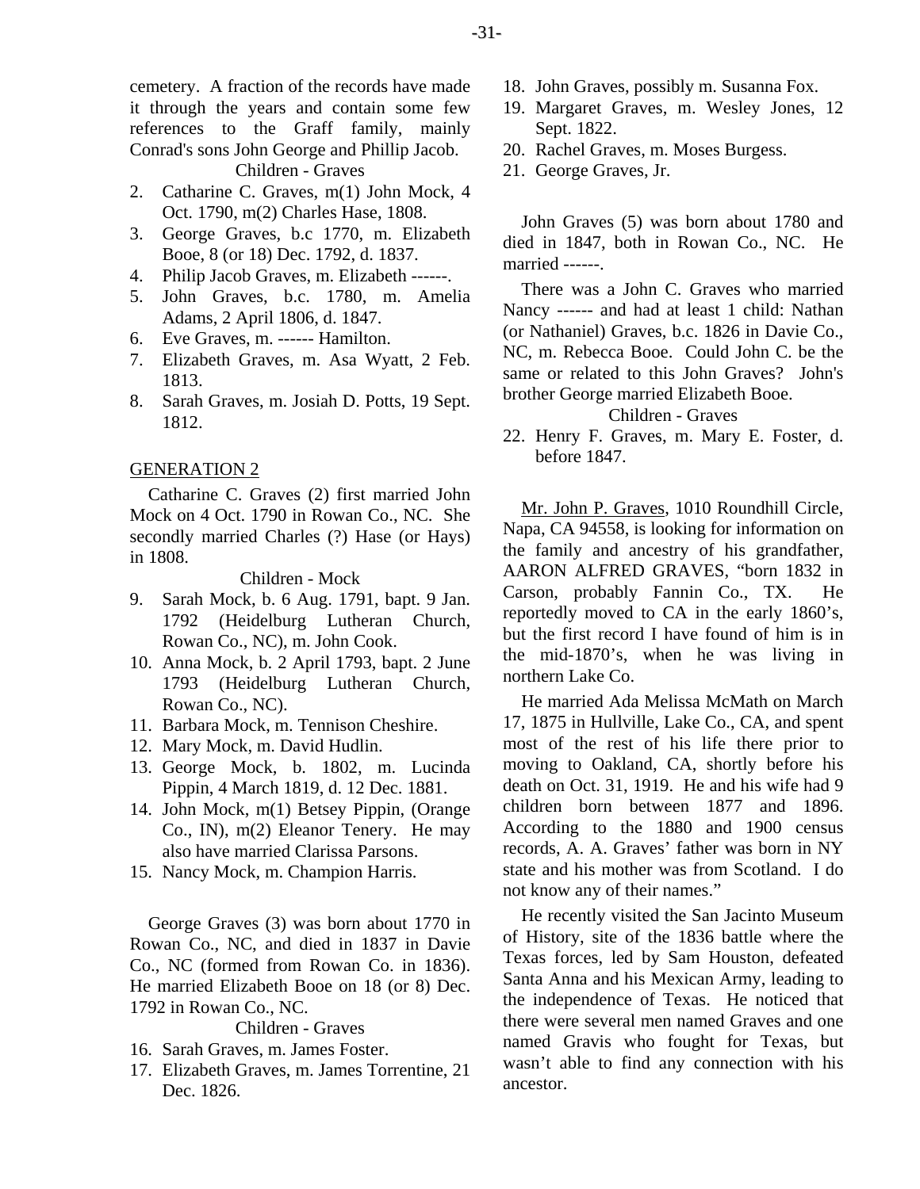cemetery. A fraction of the records have made it through the years and contain some few references to the Graff family, mainly Conrad's sons John George and Phillip Jacob.

Children - Graves

2. Catharine C. Graves, m(1) John Mock, 4 Oct. 1790, m(2) Charles Hase, 1808.
3. George Graves, b.c 1770, m. Elizabeth Booe, 8 (or 18) Dec. 1792, d. 1837.
4. Philip Jacob Graves, m. Elizabeth ------.
5. John Graves, b.c. 1780, m. Amelia Adams, 2 April 1806, d. 1847.
6. Eve Graves, m. ------ Hamilton.
7. Elizabeth Graves, m. Asa Wyatt, 2 Feb. 1813.
8. Sarah Graves, m. Josiah D. Potts, 19 Sept. 1812.

## GENERATION 2

Catharine C. Graves (2) first married John Mock on 4 Oct. 1790 in Rowan Co., NC. She secondly married Charles (?) Hase (or Hays) in 1808.

Children - Mock

9. Sarah Mock, b. 6 Aug. 1791, bapt. 9 Jan. 1792 (Heidelburg Lutheran Church, Rowan Co., NC), m. John Cook.
10. Anna Mock, b. 2 April 1793, bapt. 2 June 1793 (Heidelburg Lutheran Church, Rowan Co., NC).
11. Barbara Mock, m. Tennison Cheshire.
12. Mary Mock, m. David Hudlin.
13. George Mock, b. 1802, m. Lucinda Pippin, 4 March 1819, d. 12 Dec. 1881.
14. John Mock, m(1) Betsey Pippin, (Orange Co., IN), m(2) Eleanor Tenery. He may also have married Clarissa Parsons.
15. Nancy Mock, m. Champion Harris.

George Graves (3) was born about 1770 in Rowan Co., NC, and died in 1837 in Davie Co., NC (formed from Rowan Co. in 1836). He married Elizabeth Booe on 18 (or 8) Dec. 1792 in Rowan Co., NC.

Children - Graves

16. Sarah Graves, m. James Foster.
17. Elizabeth Graves, m. James Torrentine, 21 Dec. 1826.
18. John Graves, possibly m. Susanna Fox.
19. Margaret Graves, m. Wesley Jones, 12 Sept. 1822.
20. Rachel Graves, m. Moses Burgess.
21. George Graves, Jr.

John Graves (5) was born about 1780 and died in 1847, both in Rowan Co., NC. He married ------.

There was a John C. Graves who married Nancy ------ and had at least 1 child: Nathan (or Nathaniel) Graves, b.c. 1826 in Davie Co., NC, m. Rebecca Booe. Could John C. be the same or related to this John Graves? John's brother George married Elizabeth Booe.

Children - Graves

22. Henry F. Graves, m. Mary E. Foster, d. before 1847.

Mr. John P. Graves, 1010 Roundhill Circle, Napa, CA 94558, is looking for information on the family and ancestry of his grandfather, AARON ALFRED GRAVES, "born 1832 in Carson, probably Fannin Co., TX. He reportedly moved to CA in the early 1860's, but the first record I have found of him is in the mid-1870's, when he was living in northern Lake Co.

He married Ada Melissa McMath on March 17, 1875 in Hullville, Lake Co., CA, and spent most of the rest of his life there prior to moving to Oakland, CA, shortly before his death on Oct. 31, 1919. He and his wife had 9 children born between 1877 and 1896. According to the 1880 and 1900 census records, A. A. Graves' father was born in NY state and his mother was from Scotland. I do not know any of their names."

He recently visited the San Jacinto Museum of History, site of the 1836 battle where the Texas forces, led by Sam Houston, defeated Santa Anna and his Mexican Army, leading to the independence of Texas. He noticed that there were several men named Graves and one named Gravis who fought for Texas, but wasn't able to find any connection with his ancestor.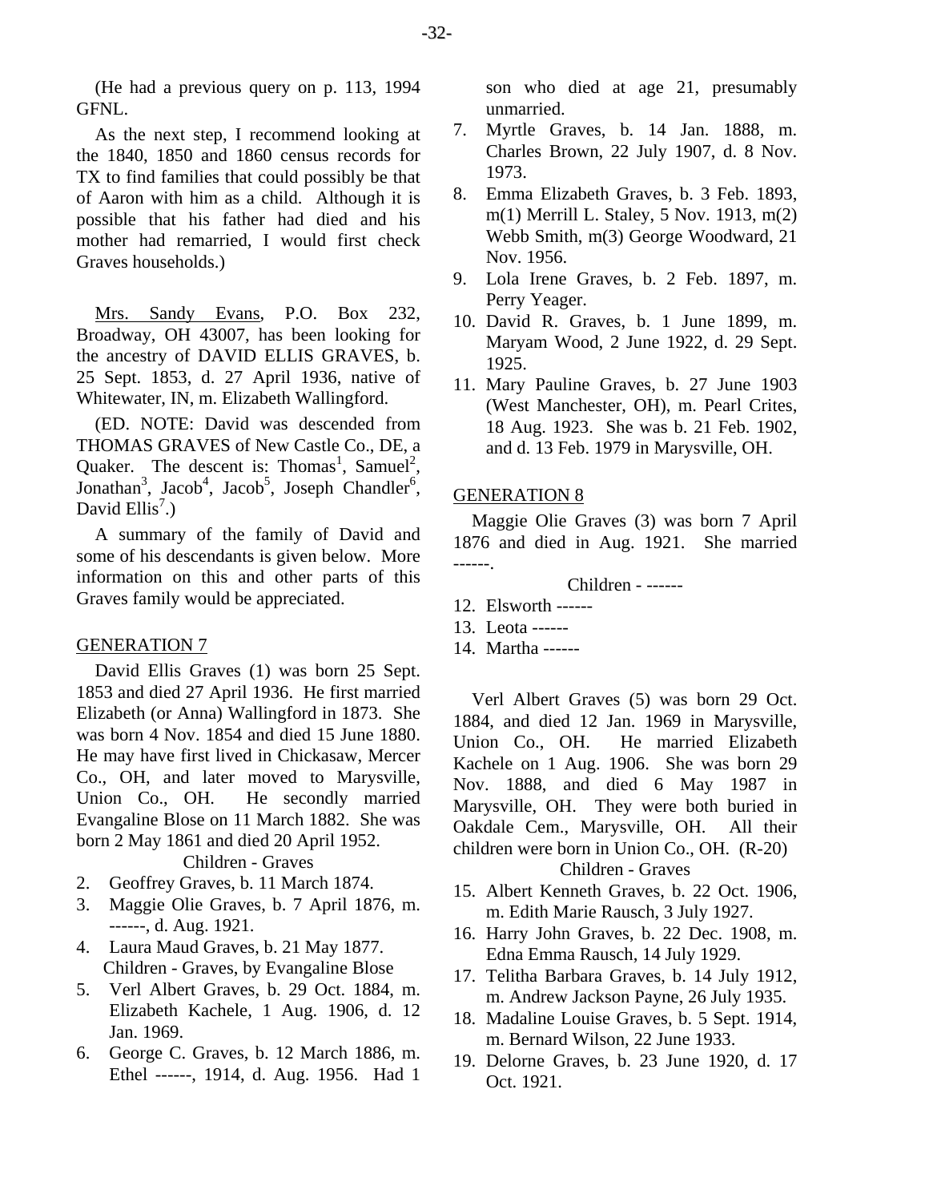(He had a previous query on p. 113, 1994 GFNL.

As the next step, I recommend looking at the 1840, 1850 and 1860 census records for TX to find families that could possibly be that of Aaron with him as a child. Although it is possible that his father had died and his mother had remarried, I would first check Graves households.)

Mrs. Sandy Evans, P.O. Box 232, Broadway, OH 43007, has been looking for the ancestry of DAVID ELLIS GRAVES, b. 25 Sept. 1853, d. 27 April 1936, native of Whitewater, IN, m. Elizabeth Wallingford.

(ED. NOTE: David was descended from THOMAS GRAVES of New Castle Co., DE, a Quaker. The descent is: Thomas[1], Samuel[2], Jonathan[3], Jacob[4], Jacob[5], Joseph Chandler[6], David Ellis[7].)

A summary of the family of David and some of his descendants is given below. More information on this and other parts of this Graves family would be appreciated.

## GENERATION 7

David Ellis Graves (1) was born 25 Sept. 1853 and died 27 April 1936. He first married Elizabeth (or Anna) Wallingford in 1873. She was born 4 Nov. 1854 and died 15 June 1880. He may have first lived in Chickasaw, Mercer Co., OH, and later moved to Marysville, Union Co., OH. He secondly married Evangaline Blose on 11 March 1882. She was born 2 May 1861 and died 20 April 1952.

Children - Graves

2. Geoffrey Graves, b. 11 March 1874.
3. Maggie Olie Graves, b. 7 April 1876, m. ------, d. Aug. 1921.
4. Laura Maud Graves, b. 21 May 1877.

Children - Graves, by Evangaline Blose

5. Verl Albert Graves, b. 29 Oct. 1884, m. Elizabeth Kachele, 1 Aug. 1906, d. 12 Jan. 1969.
6. George C. Graves, b. 12 March 1886, m. Ethel ------, 1914, d. Aug. 1956. Had 1 son who died at age 21, presumably unmarried.
7. Myrtle Graves, b. 14 Jan. 1888, m. Charles Brown, 22 July 1907, d. 8 Nov. 1973.
8. Emma Elizabeth Graves, b. 3 Feb. 1893, m(1) Merrill L. Staley, 5 Nov. 1913, m(2) Webb Smith, m(3) George Woodward, 21 Nov. 1956.
9. Lola Irene Graves, b. 2 Feb. 1897, m. Perry Yeager.
10. David R. Graves, b. 1 June 1899, m. Maryam Wood, 2 June 1922, d. 29 Sept. 1925.
11. Mary Pauline Graves, b. 27 June 1903 (West Manchester, OH), m. Pearl Crites, 18 Aug. 1923. She was b. 21 Feb. 1902, and d. 13 Feb. 1979 in Marysville, OH.

## GENERATION 8

Maggie Olie Graves (3) was born 7 April 1876 and died in Aug. 1921. She married ------.

Children - ------

12. Elsworth ------
13. Leota ------
14. Martha ------

Verl Albert Graves (5) was born 29 Oct. 1884, and died 12 Jan. 1969 in Marysville, Union Co., OH. He married Elizabeth Kachele on 1 Aug. 1906. She was born 29 Nov. 1888, and died 6 May 1987 in Marysville, OH. They were both buried in Oakdale Cem., Marysville, OH. All their children were born in Union Co., OH. (R-20)

Children - Graves

15. Albert Kenneth Graves, b. 22 Oct. 1906, m. Edith Marie Rausch, 3 July 1927.
16. Harry John Graves, b. 22 Dec. 1908, m. Edna Emma Rausch, 14 July 1929.
17. Telitha Barbara Graves, b. 14 July 1912, m. Andrew Jackson Payne, 26 July 1935.
18. Madaline Louise Graves, b. 5 Sept. 1914, m. Bernard Wilson, 22 June 1933.
19. Delorne Graves, b. 23 June 1920, d. 17 Oct. 1921.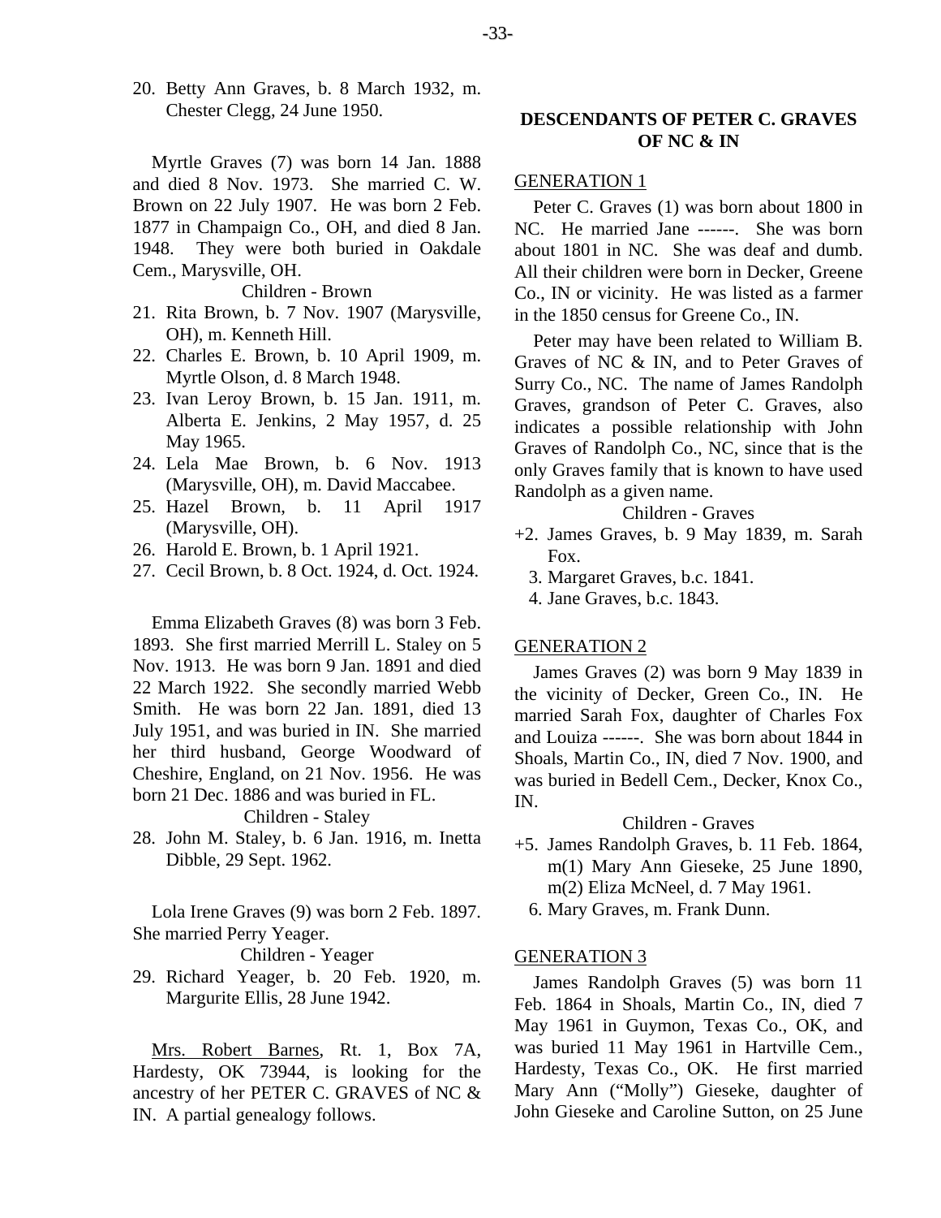20. Betty Ann Graves, b. 8 March 1932, m. Chester Clegg, 24 June 1950.

Myrtle Graves (7) was born 14 Jan. 1888 and died 8 Nov. 1973. She married C. W. Brown on 22 July 1907. He was born 2 Feb. 1877 in Champaign Co., OH, and died 8 Jan. 1948. They were both buried in Oakdale Cem., Marysville, OH.

Children - Brown

21. Rita Brown, b. 7 Nov. 1907 (Marysville, OH), m. Kenneth Hill.
22. Charles E. Brown, b. 10 April 1909, m. Myrtle Olson, d. 8 March 1948.
23. Ivan Leroy Brown, b. 15 Jan. 1911, m. Alberta E. Jenkins, 2 May 1957, d. 25 May 1965.
24. Lela Mae Brown, b. 6 Nov. 1913 (Marysville, OH), m. David Maccabee.
25. Hazel Brown, b. 11 April 1917 (Marysville, OH).
26. Harold E. Brown, b. 1 April 1921.
27. Cecil Brown, b. 8 Oct. 1924, d. Oct. 1924.

Emma Elizabeth Graves (8) was born 3 Feb. 1893. She first married Merrill L. Staley on 5 Nov. 1913. He was born 9 Jan. 1891 and died 22 March 1922. She secondly married Webb Smith. He was born 22 Jan. 1891, died 13 July 1951, and was buried in IN. She married her third husband, George Woodward of Cheshire, England, on 21 Nov. 1956. He was born 21 Dec. 1886 and was buried in FL.

Children - Staley

28. John M. Staley, b. 6 Jan. 1916, m. Inetta Dibble, 29 Sept. 1962.

Lola Irene Graves (9) was born 2 Feb. 1897. She married Perry Yeager.

Children - Yeager

29. Richard Yeager, b. 20 Feb. 1920, m. Margurite Ellis, 28 June 1942.

Mrs. Robert Barnes, Rt. 1, Box 7A, Hardesty, OK 73944, is looking for the ancestry of her PETER C. GRAVES of NC & IN. A partial genealogy follows.

## DESCENDANTS OF PETER C. GRAVES OF NC & IN

### GENERATION 1

Peter C. Graves (1) was born about 1800 in NC. He married Jane ------. She was born about 1801 in NC. She was deaf and dumb. All their children were born in Decker, Greene Co., IN or vicinity. He was listed as a farmer in the 1850 census for Greene Co., IN.

Peter may have been related to William B. Graves of NC & IN, and to Peter Graves of Surry Co., NC. The name of James Randolph Graves, grandson of Peter C. Graves, also indicates a possible relationship with John Graves of Randolph Co., NC, since that is the only Graves family that is known to have used Randolph as a given name.

Children - Graves

+2. James Graves, b. 9 May 1839, m. Sarah Fox.
3. Margaret Graves, b.c. 1841.
4. Jane Graves, b.c. 1843.

### GENERATION 2

James Graves (2) was born 9 May 1839 in the vicinity of Decker, Green Co., IN. He married Sarah Fox, daughter of Charles Fox and Louiza ------. She was born about 1844 in Shoals, Martin Co., IN, died 7 Nov. 1900, and was buried in Bedell Cem., Decker, Knox Co., IN.

Children - Graves

+5. James Randolph Graves, b. 11 Feb. 1864, m(1) Mary Ann Gieseke, 25 June 1890, m(2) Eliza McNeel, d. 7 May 1961.
6. Mary Graves, m. Frank Dunn.

### GENERATION 3

James Randolph Graves (5) was born 11 Feb. 1864 in Shoals, Martin Co., IN, died 7 May 1961 in Guymon, Texas Co., OK, and was buried 11 May 1961 in Hartville Cem., Hardesty, Texas Co., OK. He first married Mary Ann ("Molly") Gieseke, daughter of John Gieseke and Caroline Sutton, on 25 June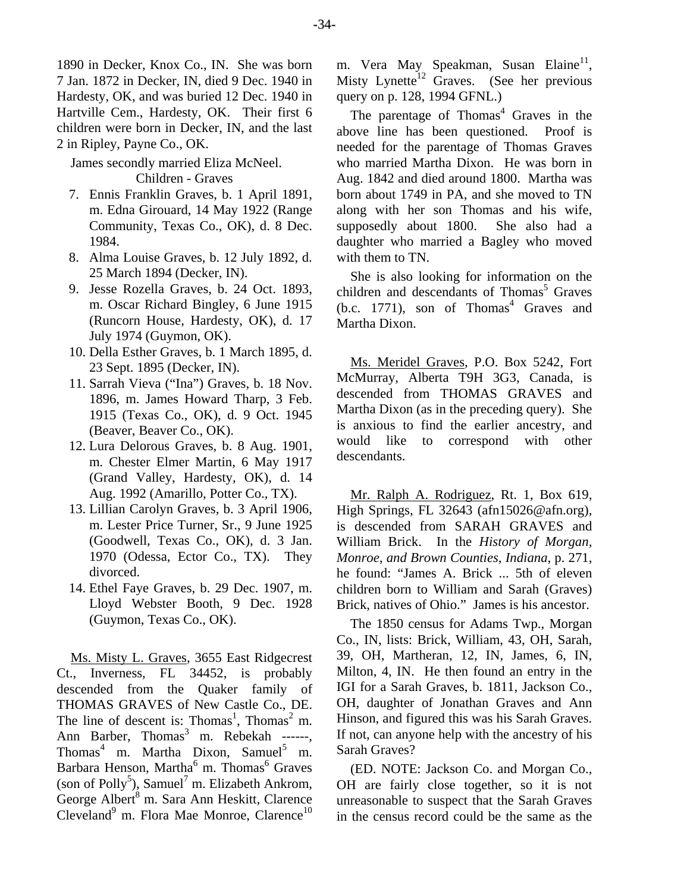1890 in Decker, Knox Co., IN. She was born 7 Jan. 1872 in Decker, IN, died 9 Dec. 1940 in Hardesty, OK, and was buried 12 Dec. 1940 in Hartville Cem., Hardesty, OK. Their first 6 children were born in Decker, IN, and the last 2 in Ripley, Payne Co., OK.

James secondly married Eliza McNeel.

Children - Graves

7. Ennis Franklin Graves, b. 1 April 1891, m. Edna Girouard, 14 May 1922 (Range Community, Texas Co., OK), d. 8 Dec. 1984.
8. Alma Louise Graves, b. 12 July 1892, d. 25 March 1894 (Decker, IN).
9. Jesse Rozella Graves, b. 24 Oct. 1893, m. Oscar Richard Bingley, 6 June 1915 (Runcorn House, Hardesty, OK), d. 17 July 1974 (Guymon, OK).
10. Della Esther Graves, b. 1 March 1895, d. 23 Sept. 1895 (Decker, IN).
11. Sarrah Vieva ("Ina") Graves, b. 18 Nov. 1896, m. James Howard Tharp, 3 Feb. 1915 (Texas Co., OK), d. 9 Oct. 1945 (Beaver, Beaver Co., OK).
12. Lura Delorous Graves, b. 8 Aug. 1901, m. Chester Elmer Martin, 6 May 1917 (Grand Valley, Hardesty, OK), d. 14 Aug. 1992 (Amarillo, Potter Co., TX).
13. Lillian Carolyn Graves, b. 3 April 1906, m. Lester Price Turner, Sr., 9 June 1925 (Goodwell, Texas Co., OK), d. 3 Jan. 1970 (Odessa, Ector Co., TX). They divorced.
14. Ethel Faye Graves, b. 29 Dec. 1907, m. Lloyd Webster Booth, 9 Dec. 1928 (Guymon, Texas Co., OK).

Ms. Misty L. Graves, 3655 East Ridgecrest Ct., Inverness, FL 34452, is probably descended from the Quaker family of THOMAS GRAVES of New Castle Co., DE. The line of descent is: Thomas[1], Thomas[2] m. Ann Barber, Thomas[3] m. Rebekah ------, Thomas[4] m. Martha Dixon, Samuel[5] m. Barbara Henson, Martha[6] m. Thomas[6] Graves (son of Polly[5]), Samuel[7] m. Elizabeth Ankrom, George Albert[8] m. Sara Ann Heskitt, Clarence Cleveland[9] m. Flora Mae Monroe, Clarence[10] m. Vera May Speakman, Susan Elaine[11], Misty Lynette[12] Graves. (See her previous query on p. 128, 1994 GFNL.)

The parentage of Thomas[4] Graves in the above line has been questioned. Proof is needed for the parentage of Thomas Graves who married Martha Dixon. He was born in Aug. 1842 and died around 1800. Martha was born about 1749 in PA, and she moved to TN along with her son Thomas and his wife, supposedly about 1800. She also had a daughter who married a Bagley who moved with them to TN.

She is also looking for information on the children and descendants of Thomas[5] Graves (b.c. 1771), son of Thomas[4] Graves and Martha Dixon.

Ms. Meridel Graves, P.O. Box 5242, Fort McMurray, Alberta T9H 3G3, Canada, is descended from THOMAS GRAVES and Martha Dixon (as in the preceding query). She is anxious to find the earlier ancestry, and would like to correspond with other descendants.

Mr. Ralph A. Rodriguez, Rt. 1, Box 619, High Springs, FL 32643 (afn15026@afn.org), is descended from SARAH GRAVES and William Brick. In the *History of Morgan, Monroe, and Brown Counties, Indiana*, p. 271, he found: "James A. Brick ... 5th of eleven children born to William and Sarah (Graves) Brick, natives of Ohio." James is his ancestor.

The 1850 census for Adams Twp., Morgan Co., IN, lists: Brick, William, 43, OH, Sarah, 39, OH, Martheran, 12, IN, James, 6, IN, Milton, 4, IN. He then found an entry in the IGI for a Sarah Graves, b. 1811, Jackson Co., OH, daughter of Jonathan Graves and Ann Hinson, and figured this was his Sarah Graves. If not, can anyone help with the ancestry of his Sarah Graves?

(ED. NOTE: Jackson Co. and Morgan Co., OH are fairly close together, so it is not unreasonable to suspect that the Sarah Graves in the census record could be the same as the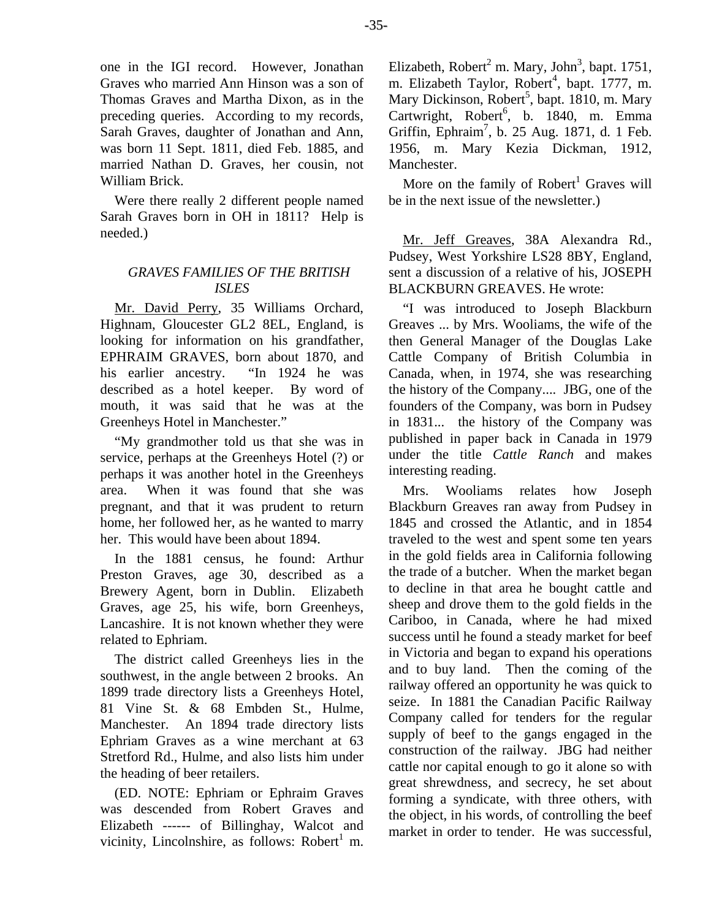one in the IGI record. However, Jonathan Graves who married Ann Hinson was a son of Thomas Graves and Martha Dixon, as in the preceding queries. According to my records, Sarah Graves, daughter of Jonathan and Ann, was born 11 Sept. 1811, died Feb. 1885, and married Nathan D. Graves, her cousin, not William Brick.

Were there really 2 different people named Sarah Graves born in OH in 1811? Help is needed.)

### *GRAVES FAMILIES OF THE BRITISH ISLES*

Mr. David Perry, 35 Williams Orchard, Highnam, Gloucester GL2 8EL, England, is looking for information on his grandfather, EPHRAIM GRAVES, born about 1870, and his earlier ancestry. "In 1924 he was described as a hotel keeper. By word of mouth, it was said that he was at the Greenheys Hotel in Manchester."

"My grandmother told us that she was in service, perhaps at the Greenheys Hotel (?) or perhaps it was another hotel in the Greenheys area. When it was found that she was pregnant, and that it was prudent to return home, her followed her, as he wanted to marry her. This would have been about 1894.

In the 1881 census, he found: Arthur Preston Graves, age 30, described as a Brewery Agent, born in Dublin. Elizabeth Graves, age 25, his wife, born Greenheys, Lancashire. It is not known whether they were related to Ephriam.

The district called Greenheys lies in the southwest, in the angle between 2 brooks. An 1899 trade directory lists a Greenheys Hotel, 81 Vine St. & 68 Embden St., Hulme, Manchester. An 1894 trade directory lists Ephriam Graves as a wine merchant at 63 Stretford Rd., Hulme, and also lists him under the heading of beer retailers.

(ED. NOTE: Ephriam or Ephraim Graves was descended from Robert Graves and Elizabeth ------ of Billinghay, Walcot and vicinity, Lincolnshire, as follows: Robert[1] m. Elizabeth, Robert[2] m. Mary, John[3], bapt. 1751, m. Elizabeth Taylor, Robert[4], bapt. 1777, m. Mary Dickinson, Robert[5], bapt. 1810, m. Mary Cartwright, Robert[6], b. 1840, m. Emma Griffin, Ephraim[7], b. 25 Aug. 1871, d. 1 Feb. 1956, m. Mary Kezia Dickman, 1912, Manchester.

More on the family of Robert[1] Graves will be in the next issue of the newsletter.)

Mr. Jeff Greaves, 38A Alexandra Rd., Pudsey, West Yorkshire LS28 8BY, England, sent a discussion of a relative of his, JOSEPH BLACKBURN GREAVES. He wrote:

"I was introduced to Joseph Blackburn Greaves ... by Mrs. Wooliams, the wife of the then General Manager of the Douglas Lake Cattle Company of British Columbia in Canada, when, in 1974, she was researching the history of the Company.... JBG, one of the founders of the Company, was born in Pudsey in 1831... the history of the Company was published in paper back in Canada in 1979 under the title *Cattle Ranch* and makes interesting reading.

Mrs. Wooliams relates how Joseph Blackburn Greaves ran away from Pudsey in 1845 and crossed the Atlantic, and in 1854 traveled to the west and spent some ten years in the gold fields area in California following the trade of a butcher. When the market began to decline in that area he bought cattle and sheep and drove them to the gold fields in the Cariboo, in Canada, where he had mixed success until he found a steady market for beef in Victoria and began to expand his operations and to buy land. Then the coming of the railway offered an opportunity he was quick to seize. In 1881 the Canadian Pacific Railway Company called for tenders for the regular supply of beef to the gangs engaged in the construction of the railway. JBG had neither cattle nor capital enough to go it alone so with great shrewdness, and secrecy, he set about forming a syndicate, with three others, with the object, in his words, of controlling the beef market in order to tender. He was successful,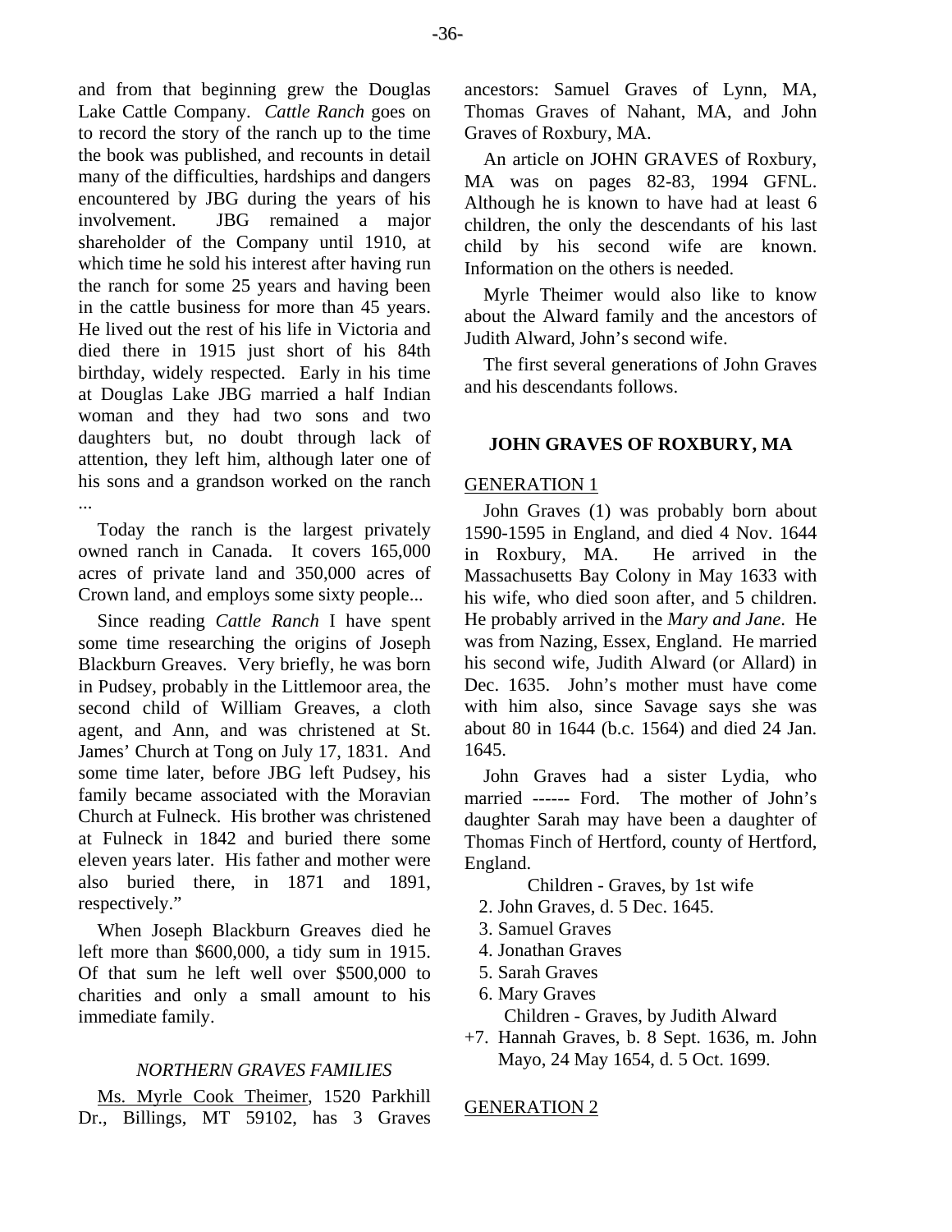and from that beginning grew the Douglas Lake Cattle Company. *Cattle Ranch* goes on to record the story of the ranch up to the time the book was published, and recounts in detail many of the difficulties, hardships and dangers encountered by JBG during the years of his involvement. JBG remained a major shareholder of the Company until 1910, at which time he sold his interest after having run the ranch for some 25 years and having been in the cattle business for more than 45 years. He lived out the rest of his life in Victoria and died there in 1915 just short of his 84th birthday, widely respected. Early in his time at Douglas Lake JBG married a half Indian woman and they had two sons and two daughters but, no doubt through lack of attention, they left him, although later one of his sons and a grandson worked on the ranch ...

Today the ranch is the largest privately owned ranch in Canada. It covers 165,000 acres of private land and 350,000 acres of Crown land, and employs some sixty people...

Since reading *Cattle Ranch* I have spent some time researching the origins of Joseph Blackburn Greaves. Very briefly, he was born in Pudsey, probably in the Littlemoor area, the second child of William Greaves, a cloth agent, and Ann, and was christened at St. James' Church at Tong on July 17, 1831. And some time later, before JBG left Pudsey, his family became associated with the Moravian Church at Fulneck. His brother was christened at Fulneck in 1842 and buried there some eleven years later. His father and mother were also buried there, in 1871 and 1891, respectively."

When Joseph Blackburn Greaves died he left more than $600,000, a tidy sum in 1915. Of that sum he left well over $500,000 to charities and only a small amount to his immediate family.

### *NORTHERN GRAVES FAMILIES*

Ms. Myrle Cook Theimer, 1520 Parkhill Dr., Billings, MT 59102, has 3 Graves ancestors: Samuel Graves of Lynn, MA, Thomas Graves of Nahant, MA, and John Graves of Roxbury, MA.

An article on JOHN GRAVES of Roxbury, MA was on pages 82-83, 1994 GFNL. Although he is known to have had at least 6 children, the only the descendants of his last child by his second wife are known. Information on the others is needed.

Myrle Theimer would also like to know about the Alward family and the ancestors of Judith Alward, John's second wife.

The first several generations of John Graves and his descendants follows.

### JOHN GRAVES OF ROXBURY, MA

GENERATION 1

John Graves (1) was probably born about 1590-1595 in England, and died 4 Nov. 1644 in Roxbury, MA. He arrived in the Massachusetts Bay Colony in May 1633 with his wife, who died soon after, and 5 children. He probably arrived in the *Mary and Jane*. He was from Nazing, Essex, England. He married his second wife, Judith Alward (or Allard) in Dec. 1635. John's mother must have come with him also, since Savage says she was about 80 in 1644 (b.c. 1564) and died 24 Jan. 1645.

John Graves had a sister Lydia, who married ------ Ford. The mother of John's daughter Sarah may have been a daughter of Thomas Finch of Hertford, county of Hertford, England.

Children - Graves, by 1st wife

2. John Graves, d. 5 Dec. 1645.
3. Samuel Graves
4. Jonathan Graves
5. Sarah Graves
6. Mary Graves

Children - Graves, by Judith Alward

+7. Hannah Graves, b. 8 Sept. 1636, m. John Mayo, 24 May 1654, d. 5 Oct. 1699.

GENERATION 2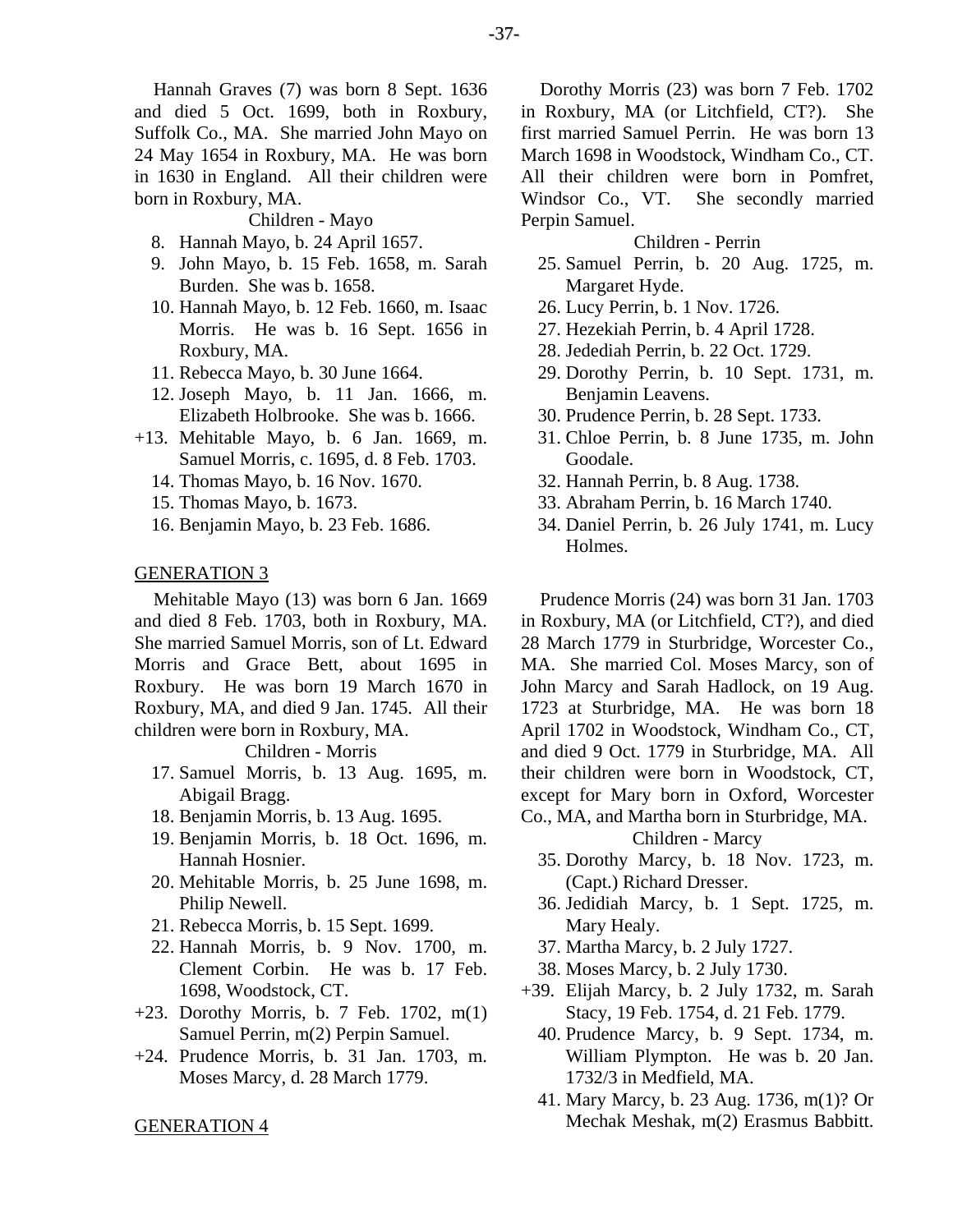Hannah Graves (7) was born 8 Sept. 1636 and died 5 Oct. 1699, both in Roxbury, Suffolk Co., MA. She married John Mayo on 24 May 1654 in Roxbury, MA. He was born in 1630 in England. All their children were born in Roxbury, MA.

Children - Mayo

8. Hannah Mayo, b. 24 April 1657.
9. John Mayo, b. 15 Feb. 1658, m. Sarah Burden. She was b. 1658.
10. Hannah Mayo, b. 12 Feb. 1660, m. Isaac Morris. He was b. 16 Sept. 1656 in Roxbury, MA.
11. Rebecca Mayo, b. 30 June 1664.
12. Joseph Mayo, b. 11 Jan. 1666, m. Elizabeth Holbrooke. She was b. 1666.

+13. Mehitable Mayo, b. 6 Jan. 1669, m. Samuel Morris, c. 1695, d. 8 Feb. 1703.

14. Thomas Mayo, b. 16 Nov. 1670.
15. Thomas Mayo, b. 1673.
16. Benjamin Mayo, b. 23 Feb. 1686.

## GENERATION 3

Mehitable Mayo (13) was born 6 Jan. 1669 and died 8 Feb. 1703, both in Roxbury, MA. She married Samuel Morris, son of Lt. Edward Morris and Grace Bett, about 1695 in Roxbury. He was born 19 March 1670 in Roxbury, MA, and died 9 Jan. 1745. All their children were born in Roxbury, MA.

Children - Morris

17. Samuel Morris, b. 13 Aug. 1695, m. Abigail Bragg.
18. Benjamin Morris, b. 13 Aug. 1695.
19. Benjamin Morris, b. 18 Oct. 1696, m. Hannah Hosnier.
20. Mehitable Morris, b. 25 June 1698, m. Philip Newell.
21. Rebecca Morris, b. 15 Sept. 1699.
22. Hannah Morris, b. 9 Nov. 1700, m. Clement Corbin. He was b. 17 Feb. 1698, Woodstock, CT.

+23. Dorothy Morris, b. 7 Feb. 1702, m(1) Samuel Perrin, m(2) Perpin Samuel.

+24. Prudence Morris, b. 31 Jan. 1703, m. Moses Marcy, d. 28 March 1779.

## GENERATION 4

Dorothy Morris (23) was born 7 Feb. 1702 in Roxbury, MA (or Litchfield, CT?). She first married Samuel Perrin. He was born 13 March 1698 in Woodstock, Windham Co., CT. All their children were born in Pomfret, Windsor Co., VT. She secondly married Perpin Samuel.

Children - Perrin

25. Samuel Perrin, b. 20 Aug. 1725, m. Margaret Hyde.
26. Lucy Perrin, b. 1 Nov. 1726.
27. Hezekiah Perrin, b. 4 April 1728.
28. Jedediah Perrin, b. 22 Oct. 1729.
29. Dorothy Perrin, b. 10 Sept. 1731, m. Benjamin Leavens.
30. Prudence Perrin, b. 28 Sept. 1733.
31. Chloe Perrin, b. 8 June 1735, m. John Goodale.
32. Hannah Perrin, b. 8 Aug. 1738.
33. Abraham Perrin, b. 16 March 1740.
34. Daniel Perrin, b. 26 July 1741, m. Lucy Holmes.

Prudence Morris (24) was born 31 Jan. 1703 in Roxbury, MA (or Litchfield, CT?), and died 28 March 1779 in Sturbridge, Worcester Co., MA. She married Col. Moses Marcy, son of John Marcy and Sarah Hadlock, on 19 Aug. 1723 at Sturbridge, MA. He was born 18 April 1702 in Woodstock, Windham Co., CT, and died 9 Oct. 1779 in Sturbridge, MA. All their children were born in Woodstock, CT, except for Mary born in Oxford, Worcester Co., MA, and Martha born in Sturbridge, MA.

Children - Marcy

35. Dorothy Marcy, b. 18 Nov. 1723, m. (Capt.) Richard Dresser.
36. Jedidiah Marcy, b. 1 Sept. 1725, m. Mary Healy.
37. Martha Marcy, b. 2 July 1727.
38. Moses Marcy, b. 2 July 1730.

+39. Elijah Marcy, b. 2 July 1732, m. Sarah Stacy, 19 Feb. 1754, d. 21 Feb. 1779.

40. Prudence Marcy, b. 9 Sept. 1734, m. William Plympton. He was b. 20 Jan. 1732/3 in Medfield, MA.
41. Mary Marcy, b. 23 Aug. 1736, m(1)? Or Mechak Meshak, m(2) Erasmus Babbitt.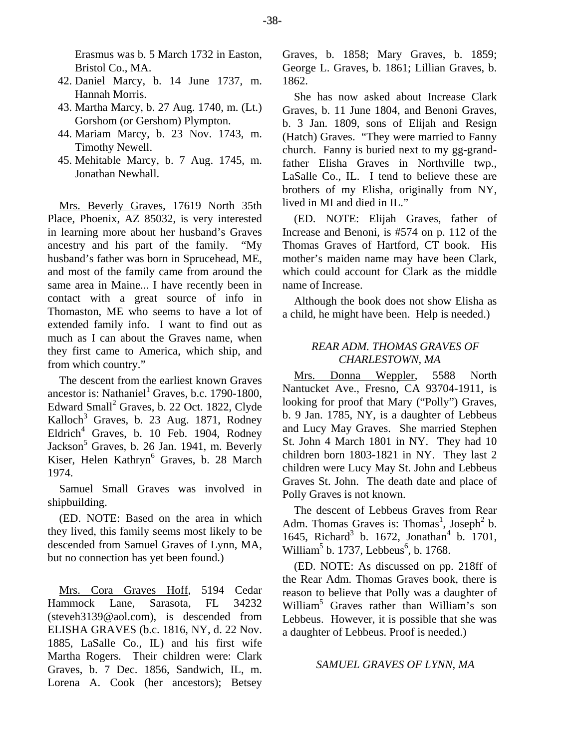Erasmus was b. 5 March 1732 in Easton, Bristol Co., MA.

42. Daniel Marcy, b. 14 June 1737, m. Hannah Morris.
43. Martha Marcy, b. 27 Aug. 1740, m. (Lt.) Gorshom (or Gershom) Plympton.
44. Mariam Marcy, b. 23 Nov. 1743, m. Timothy Newell.
45. Mehitable Marcy, b. 7 Aug. 1745, m. Jonathan Newhall.

Mrs. Beverly Graves, 17619 North 35th Place, Phoenix, AZ 85032, is very interested in learning more about her husband's Graves ancestry and his part of the family. "My husband's father was born in Sprucehead, ME, and most of the family came from around the same area in Maine... I have recently been in contact with a great source of info in Thomaston, ME who seems to have a lot of extended family info. I want to find out as much as I can about the Graves name, when they first came to America, which ship, and from which country."

The descent from the earliest known Graves ancestor is: Nathaniel[1] Graves, b.c. 1790-1800, Edward Small[2] Graves, b. 22 Oct. 1822, Clyde Kalloch[3] Graves, b. 23 Aug. 1871, Rodney Eldrich[4] Graves, b. 10 Feb. 1904, Rodney Jackson[5] Graves, b. 26 Jan. 1941, m. Beverly Kiser, Helen Kathryn[6] Graves, b. 28 March 1974.

Samuel Small Graves was involved in shipbuilding.

(ED. NOTE: Based on the area in which they lived, this family seems most likely to be descended from Samuel Graves of Lynn, MA, but no connection has yet been found.)

Mrs. Cora Graves Hoff, 5194 Cedar Hammock Lane, Sarasota, FL 34232 (steveh3139@aol.com), is descended from ELISHA GRAVES (b.c. 1816, NY, d. 22 Nov. 1885, LaSalle Co., IL) and his first wife Martha Rogers. Their children were: Clark Graves, b. 7 Dec. 1856, Sandwich, IL, m. Lorena A. Cook (her ancestors); Betsey Graves, b. 1858; Mary Graves, b. 1859; George L. Graves, b. 1861; Lillian Graves, b. 1862.

She has now asked about Increase Clark Graves, b. 11 June 1804, and Benoni Graves, b. 3 Jan. 1809, sons of Elijah and Resign (Hatch) Graves. "They were married to Fanny church. Fanny is buried next to my gg-grandfather Elisha Graves in Northville twp., LaSalle Co., IL. I tend to believe these are brothers of my Elisha, originally from NY, lived in MI and died in IL."

(ED. NOTE: Elijah Graves, father of Increase and Benoni, is #574 on p. 112 of the Thomas Graves of Hartford, CT book. His mother's maiden name may have been Clark, which could account for Clark as the middle name of Increase.

Although the book does not show Elisha as a child, he might have been. Help is needed.)

### *REAR ADM. THOMAS GRAVES OF CHARLESTOWN, MA*

Mrs. Donna Weppler, 5588 North Nantucket Ave., Fresno, CA 93704-1911, is looking for proof that Mary ("Polly") Graves, b. 9 Jan. 1785, NY, is a daughter of Lebbeus and Lucy May Graves. She married Stephen St. John 4 March 1801 in NY. They had 10 children born 1803-1821 in NY. They last 2 children were Lucy May St. John and Lebbeus Graves St. John. The death date and place of Polly Graves is not known.

The descent of Lebbeus Graves from Rear Adm. Thomas Graves is: Thomas[1], Joseph[2] b. 1645, Richard[3] b. 1672, Jonathan[4] b. 1701, William[5] b. 1737, Lebbeus[6], b. 1768.

(ED. NOTE: As discussed on pp. 218ff of the Rear Adm. Thomas Graves book, there is reason to believe that Polly was a daughter of William[5] Graves rather than William's son Lebbeus. However, it is possible that she was a daughter of Lebbeus. Proof is needed.)

### *SAMUEL GRAVES OF LYNN, MA*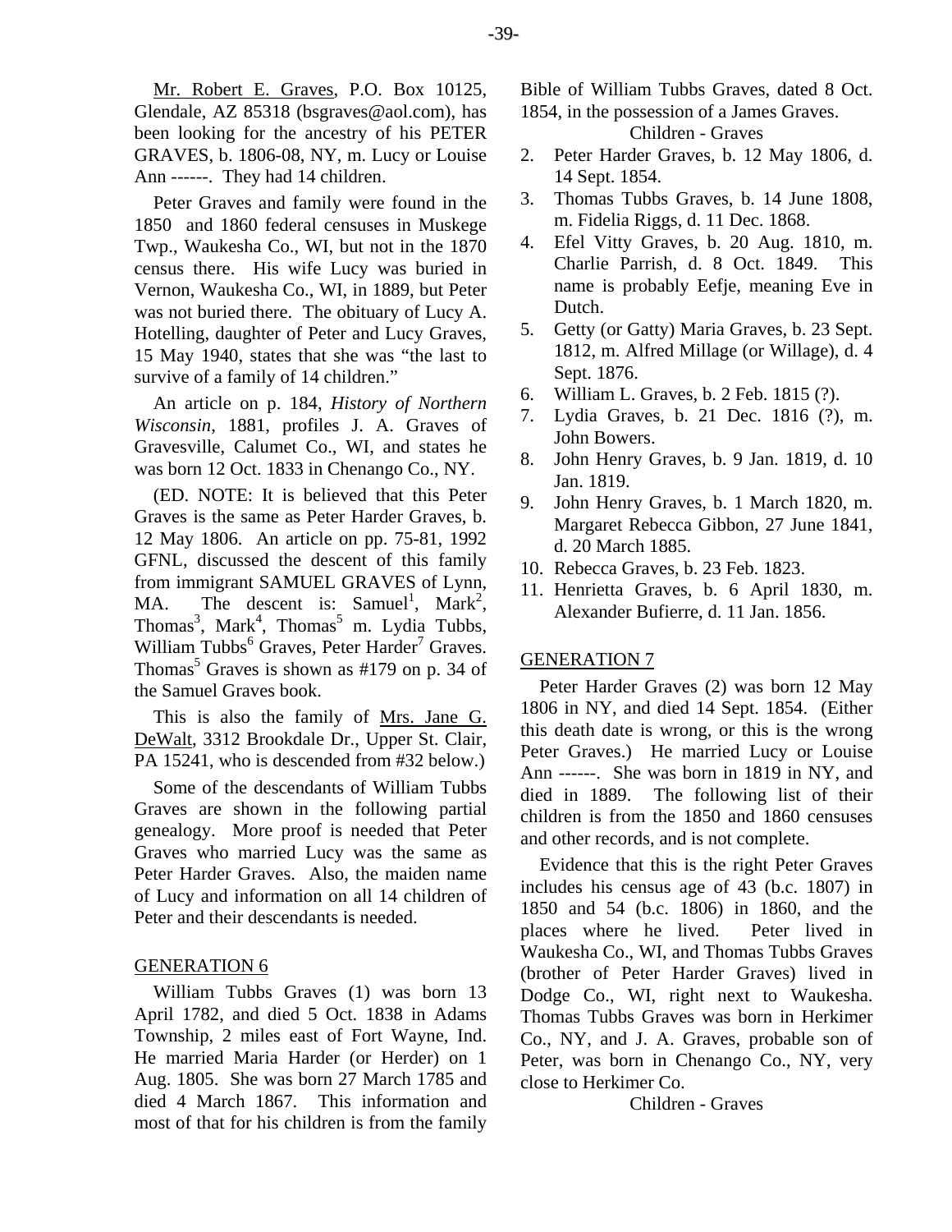Mr. Robert E. Graves, P.O. Box 10125, Glendale, AZ 85318 (bsgraves@aol.com), has been looking for the ancestry of his PETER GRAVES, b. 1806-08, NY, m. Lucy or Louise Ann ------. They had 14 children.

Peter Graves and family were found in the 1850 and 1860 federal censuses in Muskege Twp., Waukesha Co., WI, but not in the 1870 census there. His wife Lucy was buried in Vernon, Waukesha Co., WI, in 1889, but Peter was not buried there. The obituary of Lucy A. Hotelling, daughter of Peter and Lucy Graves, 15 May 1940, states that she was "the last to survive of a family of 14 children."

An article on p. 184, *History of Northern Wisconsin*, 1881, profiles J. A. Graves of Gravesville, Calumet Co., WI, and states he was born 12 Oct. 1833 in Chenango Co., NY.

(ED. NOTE: It is believed that this Peter Graves is the same as Peter Harder Graves, b. 12 May 1806. An article on pp. 75-81, 1992 GFNL, discussed the descent of this family from immigrant SAMUEL GRAVES of Lynn, MA. The descent is: Samuel[1], Mark[2], Thomas[3], Mark[4], Thomas[5] m. Lydia Tubbs, William Tubbs[6] Graves, Peter Harder[7] Graves. Thomas[5] Graves is shown as #179 on p. 34 of the Samuel Graves book.

This is also the family of Mrs. Jane G. DeWalt, 3312 Brookdale Dr., Upper St. Clair, PA 15241, who is descended from #32 below.)

Some of the descendants of William Tubbs Graves are shown in the following partial genealogy. More proof is needed that Peter Graves who married Lucy was the same as Peter Harder Graves. Also, the maiden name of Lucy and information on all 14 children of Peter and their descendants is needed.

## GENERATION 6

William Tubbs Graves (1) was born 13 April 1782, and died 5 Oct. 1838 in Adams Township, 2 miles east of Fort Wayne, Ind. He married Maria Harder (or Herder) on 1 Aug. 1805. She was born 27 March 1785 and died 4 March 1867. This information and most of that for his children is from the family Bible of William Tubbs Graves, dated 8 Oct. 1854, in the possession of a James Graves.

Children - Graves

2. Peter Harder Graves, b. 12 May 1806, d. 14 Sept. 1854.
3. Thomas Tubbs Graves, b. 14 June 1808, m. Fidelia Riggs, d. 11 Dec. 1868.
4. Efel Vitty Graves, b. 20 Aug. 1810, m. Charlie Parrish, d. 8 Oct. 1849. This name is probably Eefje, meaning Eve in Dutch.
5. Getty (or Gatty) Maria Graves, b. 23 Sept. 1812, m. Alfred Millage (or Willage), d. 4 Sept. 1876.
6. William L. Graves, b. 2 Feb. 1815 (?).
7. Lydia Graves, b. 21 Dec. 1816 (?), m. John Bowers.
8. John Henry Graves, b. 9 Jan. 1819, d. 10 Jan. 1819.
9. John Henry Graves, b. 1 March 1820, m. Margaret Rebecca Gibbon, 27 June 1841, d. 20 March 1885.
10. Rebecca Graves, b. 23 Feb. 1823.
11. Henrietta Graves, b. 6 April 1830, m. Alexander Bufierre, d. 11 Jan. 1856.

## GENERATION 7

Peter Harder Graves (2) was born 12 May 1806 in NY, and died 14 Sept. 1854. (Either this death date is wrong, or this is the wrong Peter Graves.) He married Lucy or Louise Ann ------. She was born in 1819 in NY, and died in 1889. The following list of their children is from the 1850 and 1860 censuses and other records, and is not complete.

Evidence that this is the right Peter Graves includes his census age of 43 (b.c. 1807) in 1850 and 54 (b.c. 1806) in 1860, and the places where he lived. Peter lived in Waukesha Co., WI, and Thomas Tubbs Graves (brother of Peter Harder Graves) lived in Dodge Co., WI, right next to Waukesha. Thomas Tubbs Graves was born in Herkimer Co., NY, and J. A. Graves, probable son of Peter, was born in Chenango Co., NY, very close to Herkimer Co.

Children - Graves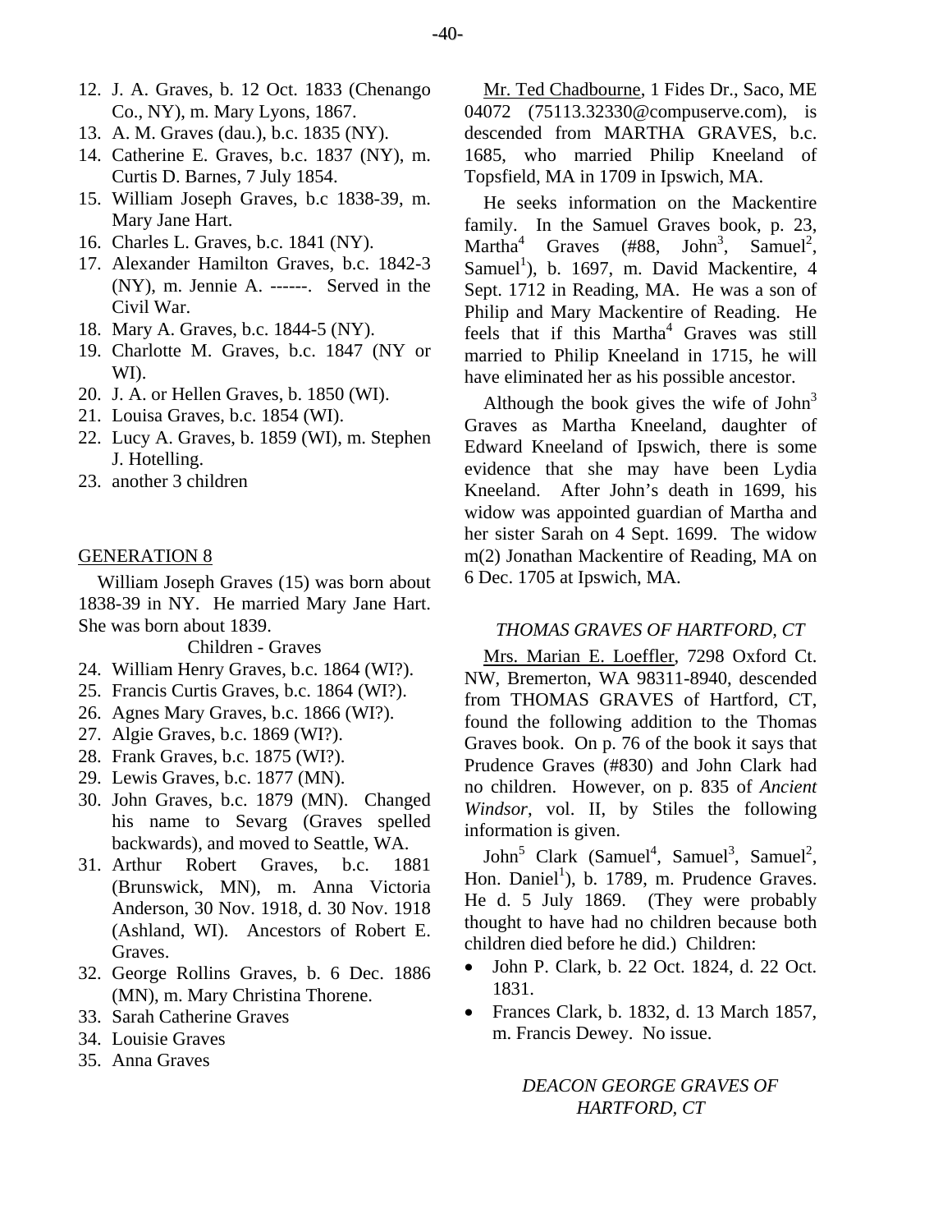12. J. A. Graves, b. 12 Oct. 1833 (Chenango Co., NY), m. Mary Lyons, 1867.
13. A. M. Graves (dau.), b.c. 1835 (NY).
14. Catherine E. Graves, b.c. 1837 (NY), m. Curtis D. Barnes, 7 July 1854.
15. William Joseph Graves, b.c 1838-39, m. Mary Jane Hart.
16. Charles L. Graves, b.c. 1841 (NY).
17. Alexander Hamilton Graves, b.c. 1842-3 (NY), m. Jennie A. ------. Served in the Civil War.
18. Mary A. Graves, b.c. 1844-5 (NY).
19. Charlotte M. Graves, b.c. 1847 (NY or WI).
20. J. A. or Hellen Graves, b. 1850 (WI).
21. Louisa Graves, b.c. 1854 (WI).
22. Lucy A. Graves, b. 1859 (WI), m. Stephen J. Hotelling.
23. another 3 children

## GENERATION 8

William Joseph Graves (15) was born about 1838-39 in NY. He married Mary Jane Hart. She was born about 1839.

Children - Graves

24. William Henry Graves, b.c. 1864 (WI?).
25. Francis Curtis Graves, b.c. 1864 (WI?).
26. Agnes Mary Graves, b.c. 1866 (WI?).
27. Algie Graves, b.c. 1869 (WI?).
28. Frank Graves, b.c. 1875 (WI?).
29. Lewis Graves, b.c. 1877 (MN).
30. John Graves, b.c. 1879 (MN). Changed his name to Sevarg (Graves spelled backwards), and moved to Seattle, WA.
31. Arthur Robert Graves, b.c. 1881 (Brunswick, MN), m. Anna Victoria Anderson, 30 Nov. 1918, d. 30 Nov. 1918 (Ashland, WI). Ancestors of Robert E. Graves.
32. George Rollins Graves, b. 6 Dec. 1886 (MN), m. Mary Christina Thorene.
33. Sarah Catherine Graves
34. Louisie Graves
35. Anna Graves

Mr. Ted Chadbourne, 1 Fides Dr., Saco, ME 04072 (75113.32330@compuserve.com), is descended from MARTHA GRAVES, b.c. 1685, who married Philip Kneeland of Topsfield, MA in 1709 in Ipswich, MA.

He seeks information on the Mackentire family. In the Samuel Graves book, p. 23, Martha[4] Graves (#88, John[3], Samuel[2], Samuel[1]), b. 1697, m. David Mackentire, 4 Sept. 1712 in Reading, MA. He was a son of Philip and Mary Mackentire of Reading. He feels that if this Martha[4] Graves was still married to Philip Kneeland in 1715, he will have eliminated her as his possible ancestor.

Although the book gives the wife of John[3] Graves as Martha Kneeland, daughter of Edward Kneeland of Ipswich, there is some evidence that she may have been Lydia Kneeland. After John's death in 1699, his widow was appointed guardian of Martha and her sister Sarah on 4 Sept. 1699. The widow m(2) Jonathan Mackentire of Reading, MA on 6 Dec. 1705 at Ipswich, MA.

### *THOMAS GRAVES OF HARTFORD, CT*

Mrs. Marian E. Loeffler, 7298 Oxford Ct. NW, Bremerton, WA 98311-8940, descended from THOMAS GRAVES of Hartford, CT, found the following addition to the Thomas Graves book. On p. 76 of the book it says that Prudence Graves (#830) and John Clark had no children. However, on p. 835 of *Ancient Windsor*, vol. II, by Stiles the following information is given.

John[5] Clark (Samuel[4], Samuel[3], Samuel[2], Hon. Daniel[1]), b. 1789, m. Prudence Graves. He d. 5 July 1869. (They were probably thought to have had no children because both children died before he did.) Children:

- John P. Clark, b. 22 Oct. 1824, d. 22 Oct. 1831.
- Frances Clark, b. 1832, d. 13 March 1857, m. Francis Dewey. No issue.

### *DEACON GEORGE GRAVES OF HARTFORD, CT*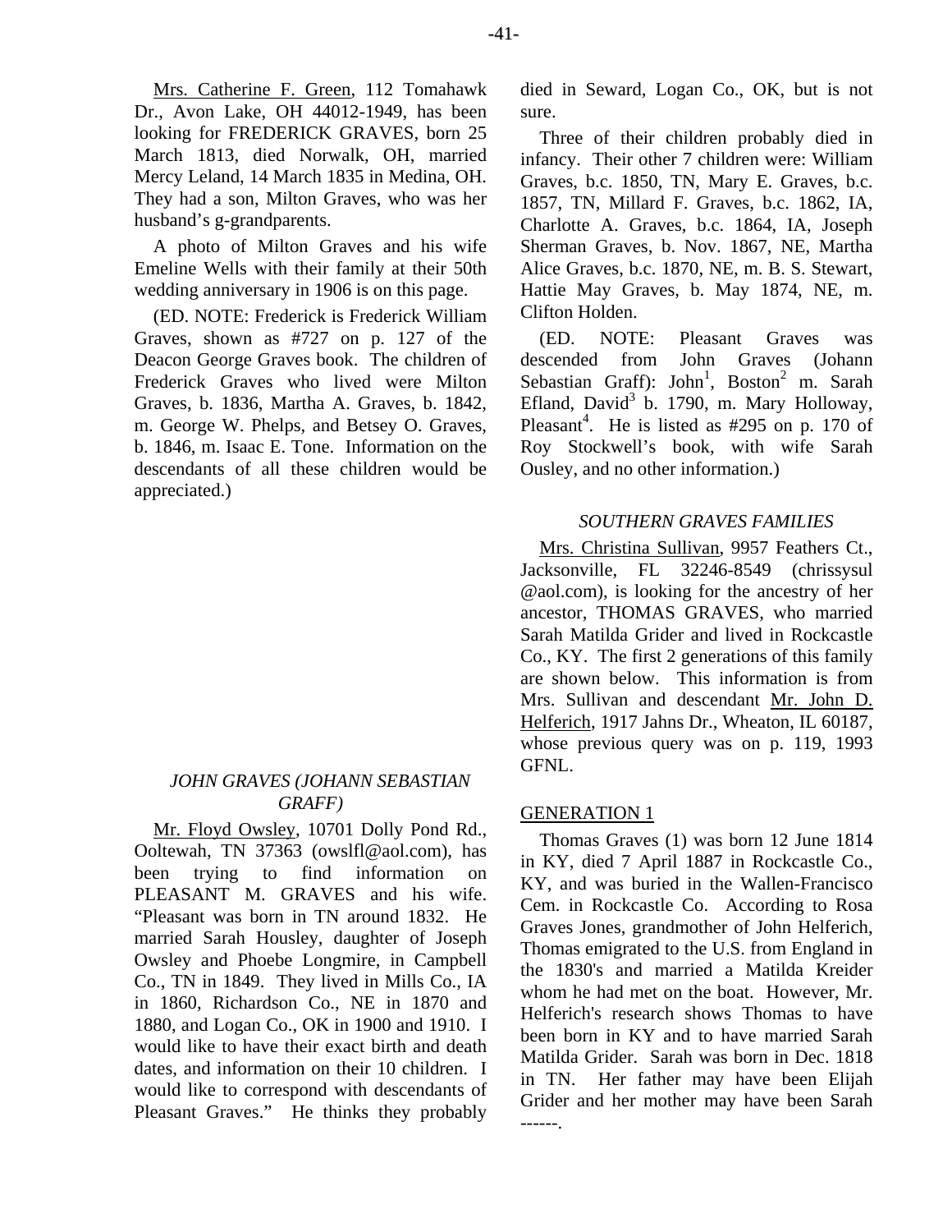Mrs. Catherine F. Green, 112 Tomahawk Dr., Avon Lake, OH 44012-1949, has been looking for FREDERICK GRAVES, born 25 March 1813, died Norwalk, OH, married Mercy Leland, 14 March 1835 in Medina, OH. They had a son, Milton Graves, who was her husband's g-grandparents.

A photo of Milton Graves and his wife Emeline Wells with their family at their 50th wedding anniversary in 1906 is on this page.

(ED. NOTE: Frederick is Frederick William Graves, shown as #727 on p. 127 of the Deacon George Graves book. The children of Frederick Graves who lived were Milton Graves, b. 1836, Martha A. Graves, b. 1842, m. George W. Phelps, and Betsey O. Graves, b. 1846, m. Isaac E. Tone. Information on the descendants of all these children would be appreciated.)

### *JOHN GRAVES (JOHANN SEBASTIAN GRAFF)*

Mr. Floyd Owsley, 10701 Dolly Pond Rd., Ooltewah, TN 37363 (owslfl@aol.com), has been trying to find information on PLEASANT M. GRAVES and his wife. "Pleasant was born in TN around 1832. He married Sarah Housley, daughter of Joseph Owsley and Phoebe Longmire, in Campbell Co., TN in 1849. They lived in Mills Co., IA in 1860, Richardson Co., NE in 1870 and 1880, and Logan Co., OK in 1900 and 1910. I would like to have their exact birth and death dates, and information on their 10 children. I would like to correspond with descendants of Pleasant Graves." He thinks they probably died in Seward, Logan Co., OK, but is not sure.

Three of their children probably died in infancy. Their other 7 children were: William Graves, b.c. 1850, TN, Mary E. Graves, b.c. 1857, TN, Millard F. Graves, b.c. 1862, IA, Charlotte A. Graves, b.c. 1864, IA, Joseph Sherman Graves, b. Nov. 1867, NE, Martha Alice Graves, b.c. 1870, NE, m. B. S. Stewart, Hattie May Graves, b. May 1874, NE, m. Clifton Holden.

(ED. NOTE: Pleasant Graves was descended from John Graves (Johann Sebastian Graff): John[1], Boston[2] m. Sarah Efland, David[3] b. 1790, m. Mary Holloway, Pleasant[4]. He is listed as #295 on p. 170 of Roy Stockwell's book, with wife Sarah Ousley, and no other information.)

### *SOUTHERN GRAVES FAMILIES*

Mrs. Christina Sullivan, 9957 Feathers Ct., Jacksonville, FL 32246-8549 (chrissysul @aol.com), is looking for the ancestry of her ancestor, THOMAS GRAVES, who married Sarah Matilda Grider and lived in Rockcastle Co., KY. The first 2 generations of this family are shown below. This information is from Mrs. Sullivan and descendant Mr. John D. Helferich, 1917 Jahns Dr., Wheaton, IL 60187, whose previous query was on p. 119, 1993 GFNL.

#### GENERATION 1

Thomas Graves (1) was born 12 June 1814 in KY, died 7 April 1887 in Rockcastle Co., KY, and was buried in the Wallen-Francisco Cem. in Rockcastle Co. According to Rosa Graves Jones, grandmother of John Helferich, Thomas emigrated to the U.S. from England in the 1830's and married a Matilda Kreider whom he had met on the boat. However, Mr. Helferich's research shows Thomas to have been born in KY and to have married Sarah Matilda Grider. Sarah was born in Dec. 1818 in TN. Her father may have been Elijah Grider and her mother may have been Sarah ------.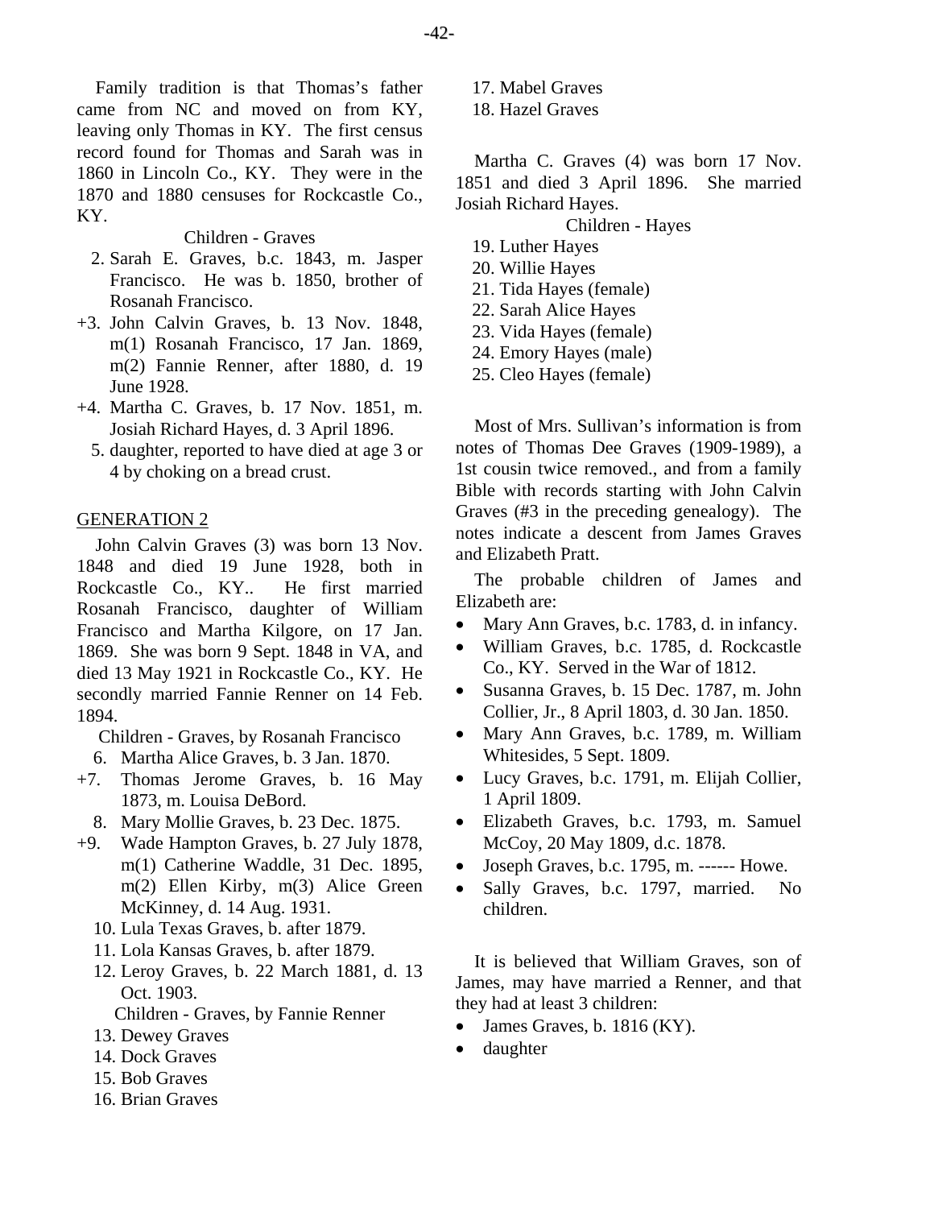Family tradition is that Thomas's father came from NC and moved on from KY, leaving only Thomas in KY. The first census record found for Thomas and Sarah was in 1860 in Lincoln Co., KY. They were in the 1870 and 1880 censuses for Rockcastle Co., KY.

Children - Graves

2. Sarah E. Graves, b.c. 1843, m. Jasper Francisco. He was b. 1850, brother of Rosanah Francisco.
+3. John Calvin Graves, b. 13 Nov. 1848, m(1) Rosanah Francisco, 17 Jan. 1869, m(2) Fannie Renner, after 1880, d. 19 June 1928.
+4. Martha C. Graves, b. 17 Nov. 1851, m. Josiah Richard Hayes, d. 3 April 1896.
5. daughter, reported to have died at age 3 or 4 by choking on a bread crust.

## GENERATION 2

John Calvin Graves (3) was born 13 Nov. 1848 and died 19 June 1928, both in Rockcastle Co., KY.. He first married Rosanah Francisco, daughter of William Francisco and Martha Kilgore, on 17 Jan. 1869. She was born 9 Sept. 1848 in VA, and died 13 May 1921 in Rockcastle Co., KY. He secondly married Fannie Renner on 14 Feb. 1894.

Children - Graves, by Rosanah Francisco

6. Martha Alice Graves, b. 3 Jan. 1870.
+7. Thomas Jerome Graves, b. 16 May 1873, m. Louisa DeBord.
8. Mary Mollie Graves, b. 23 Dec. 1875.
+9. Wade Hampton Graves, b. 27 July 1878, m(1) Catherine Waddle, 31 Dec. 1895, m(2) Ellen Kirby, m(3) Alice Green McKinney, d. 14 Aug. 1931.
10. Lula Texas Graves, b. after 1879.
11. Lola Kansas Graves, b. after 1879.
12. Leroy Graves, b. 22 March 1881, d. 13 Oct. 1903.

Children - Graves, by Fannie Renner

13. Dewey Graves
14. Dock Graves
15. Bob Graves
16. Brian Graves
17. Mabel Graves
18. Hazel Graves

Martha C. Graves (4) was born 17 Nov. 1851 and died 3 April 1896. She married Josiah Richard Hayes.

Children - Hayes

19. Luther Hayes
20. Willie Hayes
21. Tida Hayes (female)
22. Sarah Alice Hayes
23. Vida Hayes (female)
24. Emory Hayes (male)
25. Cleo Hayes (female)

Most of Mrs. Sullivan's information is from notes of Thomas Dee Graves (1909-1989), a 1st cousin twice removed., and from a family Bible with records starting with John Calvin Graves (#3 in the preceding genealogy). The notes indicate a descent from James Graves and Elizabeth Pratt.

The probable children of James and Elizabeth are:

- Mary Ann Graves, b.c. 1783, d. in infancy.
- William Graves, b.c. 1785, d. Rockcastle Co., KY. Served in the War of 1812.
- Susanna Graves, b. 15 Dec. 1787, m. John Collier, Jr., 8 April 1803, d. 30 Jan. 1850.
- Mary Ann Graves, b.c. 1789, m. William Whitesides, 5 Sept. 1809.
- Lucy Graves, b.c. 1791, m. Elijah Collier, 1 April 1809.
- Elizabeth Graves, b.c. 1793, m. Samuel McCoy, 20 May 1809, d.c. 1878.
- Joseph Graves, b.c. 1795, m. ------ Howe.
- Sally Graves, b.c. 1797, married. No children.

It is believed that William Graves, son of James, may have married a Renner, and that they had at least 3 children:

- James Graves, b. 1816 (KY).
- daughter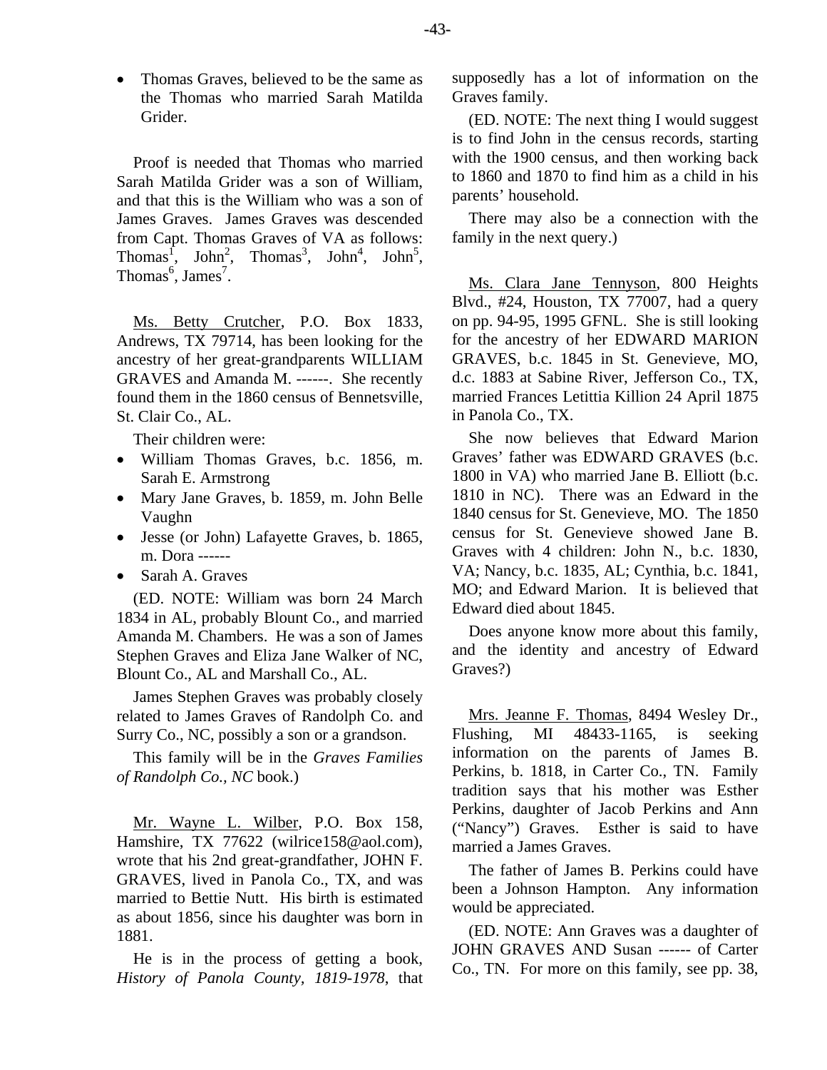- Thomas Graves, believed to be the same as the Thomas who married Sarah Matilda Grider.

Proof is needed that Thomas who married Sarah Matilda Grider was a son of William, and that this is the William who was a son of James Graves. James Graves was descended from Capt. Thomas Graves of VA as follows: Thomas[1], John[2], Thomas[3], John[4], John[5], Thomas[6], James[7].

<u>Ms. Betty Crutcher</u>, P.O. Box 1833, Andrews, TX 79714, has been looking for the ancestry of her great-grandparents WILLIAM GRAVES and Amanda M. ------. She recently found them in the 1860 census of Bennetsville, St. Clair Co., AL.

Their children were:

- William Thomas Graves, b.c. 1856, m. Sarah E. Armstrong
- Mary Jane Graves, b. 1859, m. John Belle Vaughn
- Jesse (or John) Lafayette Graves, b. 1865, m. Dora ------
- Sarah A. Graves

(ED. NOTE: William was born 24 March 1834 in AL, probably Blount Co., and married Amanda M. Chambers. He was a son of James Stephen Graves and Eliza Jane Walker of NC, Blount Co., AL and Marshall Co., AL.

James Stephen Graves was probably closely related to James Graves of Randolph Co. and Surry Co., NC, possibly a son or a grandson.

This family will be in the *Graves Families of Randolph Co., NC* book.)

<u>Mr. Wayne L. Wilber</u>, P.O. Box 158, Hamshire, TX 77622 (wilrice158@aol.com), wrote that his 2nd great-grandfather, JOHN F. GRAVES, lived in Panola Co., TX, and was married to Bettie Nutt. His birth is estimated as about 1856, since his daughter was born in 1881.

He is in the process of getting a book, *History of Panola County, 1819-1978*, that supposedly has a lot of information on the Graves family.

(ED. NOTE: The next thing I would suggest is to find John in the census records, starting with the 1900 census, and then working back to 1860 and 1870 to find him as a child in his parents' household.

There may also be a connection with the family in the next query.)

<u>Ms. Clara Jane Tennyson</u>, 800 Heights Blvd., #24, Houston, TX 77007, had a query on pp. 94-95, 1995 GFNL. She is still looking for the ancestry of her EDWARD MARION GRAVES, b.c. 1845 in St. Genevieve, MO, d.c. 1883 at Sabine River, Jefferson Co., TX, married Frances Letittia Killion 24 April 1875 in Panola Co., TX.

She now believes that Edward Marion Graves' father was EDWARD GRAVES (b.c. 1800 in VA) who married Jane B. Elliott (b.c. 1810 in NC). There was an Edward in the 1840 census for St. Genevieve, MO. The 1850 census for St. Genevieve showed Jane B. Graves with 4 children: John N., b.c. 1830, VA; Nancy, b.c. 1835, AL; Cynthia, b.c. 1841, MO; and Edward Marion. It is believed that Edward died about 1845.

Does anyone know more about this family, and the identity and ancestry of Edward Graves?)

<u>Mrs. Jeanne F. Thomas</u>, 8494 Wesley Dr., Flushing, MI 48433-1165, is seeking information on the parents of James B. Perkins, b. 1818, in Carter Co., TN. Family tradition says that his mother was Esther Perkins, daughter of Jacob Perkins and Ann ("Nancy") Graves. Esther is said to have married a James Graves.

The father of James B. Perkins could have been a Johnson Hampton. Any information would be appreciated.

(ED. NOTE: Ann Graves was a daughter of JOHN GRAVES AND Susan ------ of Carter Co., TN. For more on this family, see pp. 38,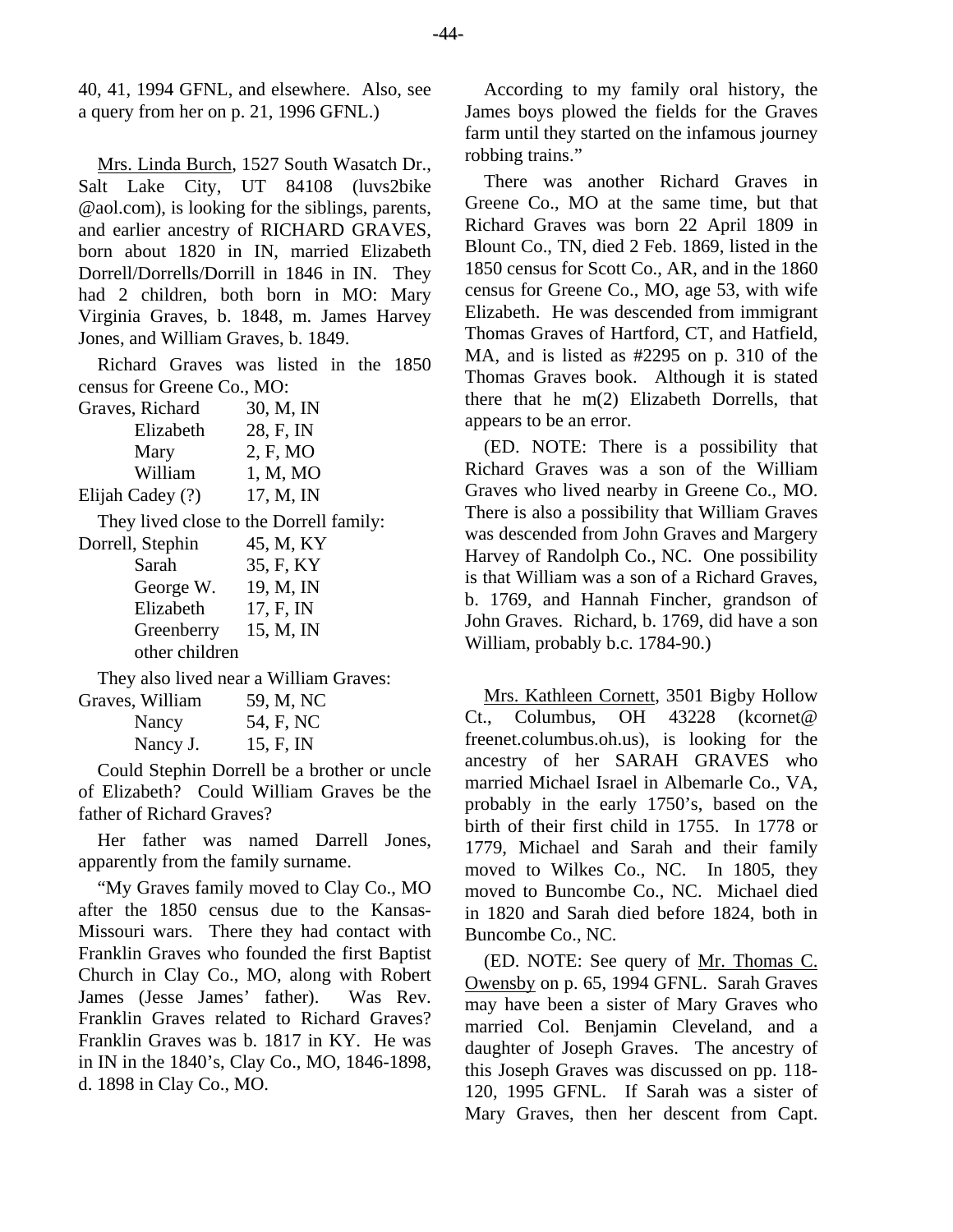40, 41, 1994 GFNL, and elsewhere. Also, see a query from her on p. 21, 1996 GFNL.)

Mrs. Linda Burch, 1527 South Wasatch Dr., Salt Lake City, UT 84108 (luvs2bike @aol.com), is looking for the siblings, parents, and earlier ancestry of RICHARD GRAVES, born about 1820 in IN, married Elizabeth Dorrell/Dorrells/Dorrill in 1846 in IN. They had 2 children, both born in MO: Mary Virginia Graves, b. 1848, m. James Harvey Jones, and William Graves, b. 1849.

Richard Graves was listed in the 1850 census for Greene Co., MO:

| | |
|---|---|
| Graves, Richard | 30, M, IN |
| Elizabeth | 28, F, IN |
| Mary | 2, F, MO |
| William | 1, M, MO |
| Elijah Cadey (?) | 17, M, IN |

They lived close to the Dorrell family:

| | |
|---|---|
| Dorrell, Stephin | 45, M, KY |
| Sarah | 35, F, KY |
| George W. | 19, M, IN |
| Elizabeth | 17, F, IN |
| Greenberry | 15, M, IN |
| other children | |

They also lived near a William Graves:

| | |
|---|---|
| Graves, William | 59, M, NC |
| Nancy | 54, F, NC |
| Nancy J. | 15, F, IN |

Could Stephin Dorrell be a brother or uncle of Elizabeth? Could William Graves be the father of Richard Graves?

Her father was named Darrell Jones, apparently from the family surname.

"My Graves family moved to Clay Co., MO after the 1850 census due to the Kansas-Missouri wars. There they had contact with Franklin Graves who founded the first Baptist Church in Clay Co., MO, along with Robert James (Jesse James' father). Was Rev. Franklin Graves related to Richard Graves? Franklin Graves was b. 1817 in KY. He was in IN in the 1840's, Clay Co., MO, 1846-1898, d. 1898 in Clay Co., MO.

According to my family oral history, the James boys plowed the fields for the Graves farm until they started on the infamous journey robbing trains."

There was another Richard Graves in Greene Co., MO at the same time, but that Richard Graves was born 22 April 1809 in Blount Co., TN, died 2 Feb. 1869, listed in the 1850 census for Scott Co., AR, and in the 1860 census for Greene Co., MO, age 53, with wife Elizabeth. He was descended from immigrant Thomas Graves of Hartford, CT, and Hatfield, MA, and is listed as #2295 on p. 310 of the Thomas Graves book. Although it is stated there that he m(2) Elizabeth Dorrells, that appears to be an error.

(ED. NOTE: There is a possibility that Richard Graves was a son of the William Graves who lived nearby in Greene Co., MO. There is also a possibility that William Graves was descended from John Graves and Margery Harvey of Randolph Co., NC. One possibility is that William was a son of a Richard Graves, b. 1769, and Hannah Fincher, grandson of John Graves. Richard, b. 1769, did have a son William, probably b.c. 1784-90.)

Mrs. Kathleen Cornett, 3501 Bigby Hollow Ct., Columbus, OH 43228 (kcornet@ freenet.columbus.oh.us), is looking for the ancestry of her SARAH GRAVES who married Michael Israel in Albemarle Co., VA, probably in the early 1750's, based on the birth of their first child in 1755. In 1778 or 1779, Michael and Sarah and their family moved to Wilkes Co., NC. In 1805, they moved to Buncombe Co., NC. Michael died in 1820 and Sarah died before 1824, both in Buncombe Co., NC.

(ED. NOTE: See query of Mr. Thomas C. Owensby on p. 65, 1994 GFNL. Sarah Graves may have been a sister of Mary Graves who married Col. Benjamin Cleveland, and a daughter of Joseph Graves. The ancestry of this Joseph Graves was discussed on pp. 118-120, 1995 GFNL. If Sarah was a sister of Mary Graves, then her descent from Capt.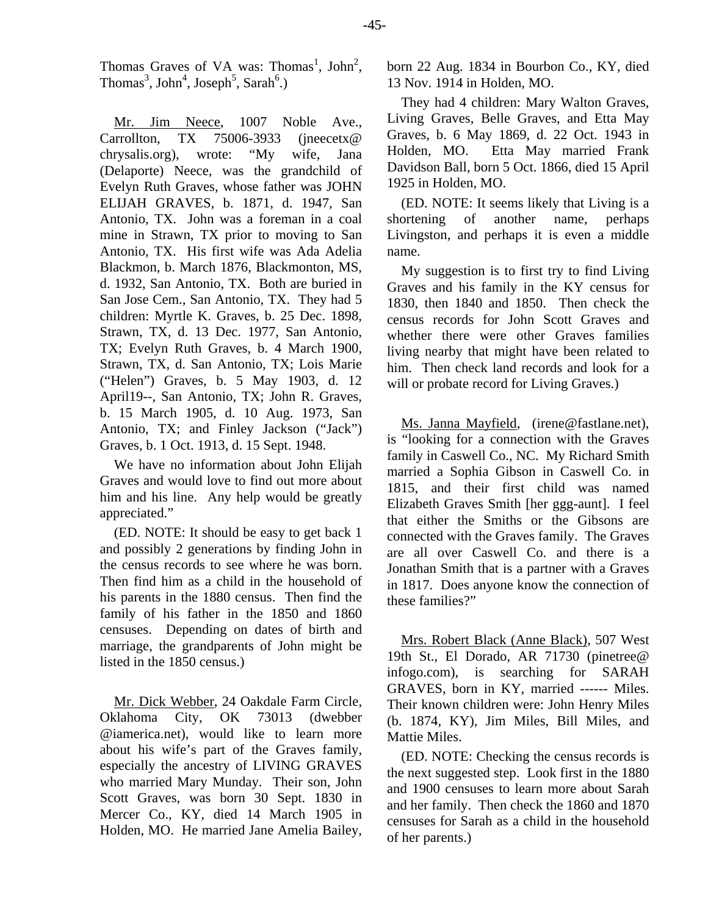Thomas Graves of VA was: Thomas[1], John[2], Thomas[3], John[4], Joseph[5], Sarah[6].)

Mr. Jim Neece, 1007 Noble Ave., Carrollton, TX 75006-3933 (jneecetx@ chrysalis.org), wrote: "My wife, Jana (Delaporte) Neece, was the grandchild of Evelyn Ruth Graves, whose father was JOHN ELIJAH GRAVES, b. 1871, d. 1947, San Antonio, TX. John was a foreman in a coal mine in Strawn, TX prior to moving to San Antonio, TX. His first wife was Ada Adelia Blackmon, b. March 1876, Blackmonton, MS, d. 1932, San Antonio, TX. Both are buried in San Jose Cem., San Antonio, TX. They had 5 children: Myrtle K. Graves, b. 25 Dec. 1898, Strawn, TX, d. 13 Dec. 1977, San Antonio, TX; Evelyn Ruth Graves, b. 4 March 1900, Strawn, TX, d. San Antonio, TX; Lois Marie ("Helen") Graves, b. 5 May 1903, d. 12 April19--, San Antonio, TX; John R. Graves, b. 15 March 1905, d. 10 Aug. 1973, San Antonio, TX; and Finley Jackson ("Jack") Graves, b. 1 Oct. 1913, d. 15 Sept. 1948.

We have no information about John Elijah Graves and would love to find out more about him and his line. Any help would be greatly appreciated."

(ED. NOTE: It should be easy to get back 1 and possibly 2 generations by finding John in the census records to see where he was born. Then find him as a child in the household of his parents in the 1880 census. Then find the family of his father in the 1850 and 1860 censuses. Depending on dates of birth and marriage, the grandparents of John might be listed in the 1850 census.)

Mr. Dick Webber, 24 Oakdale Farm Circle, Oklahoma City, OK 73013 (dwebber @iamerica.net), would like to learn more about his wife's part of the Graves family, especially the ancestry of LIVING GRAVES who married Mary Munday. Their son, John Scott Graves, was born 30 Sept. 1830 in Mercer Co., KY, died 14 March 1905 in Holden, MO. He married Jane Amelia Bailey, born 22 Aug. 1834 in Bourbon Co., KY, died 13 Nov. 1914 in Holden, MO.

They had 4 children: Mary Walton Graves, Living Graves, Belle Graves, and Etta May Graves, b. 6 May 1869, d. 22 Oct. 1943 in Holden, MO. Etta May married Frank Davidson Ball, born 5 Oct. 1866, died 15 April 1925 in Holden, MO.

(ED. NOTE: It seems likely that Living is a shortening of another name, perhaps Livingston, and perhaps it is even a middle name.

My suggestion is to first try to find Living Graves and his family in the KY census for 1830, then 1840 and 1850. Then check the census records for John Scott Graves and whether there were other Graves families living nearby that might have been related to him. Then check land records and look for a will or probate record for Living Graves.)

Ms. Janna Mayfield, (irene@fastlane.net), is "looking for a connection with the Graves family in Caswell Co., NC. My Richard Smith married a Sophia Gibson in Caswell Co. in 1815, and their first child was named Elizabeth Graves Smith [her ggg-aunt]. I feel that either the Smiths or the Gibsons are connected with the Graves family. The Graves are all over Caswell Co. and there is a Jonathan Smith that is a partner with a Graves in 1817. Does anyone know the connection of these families?"

Mrs. Robert Black (Anne Black), 507 West 19th St., El Dorado, AR 71730 (pinetree@ infogo.com), is searching for SARAH GRAVES, born in KY, married ------ Miles. Their known children were: John Henry Miles (b. 1874, KY), Jim Miles, Bill Miles, and Mattie Miles.

(ED. NOTE: Checking the census records is the next suggested step. Look first in the 1880 and 1900 censuses to learn more about Sarah and her family. Then check the 1860 and 1870 censuses for Sarah as a child in the household of her parents.)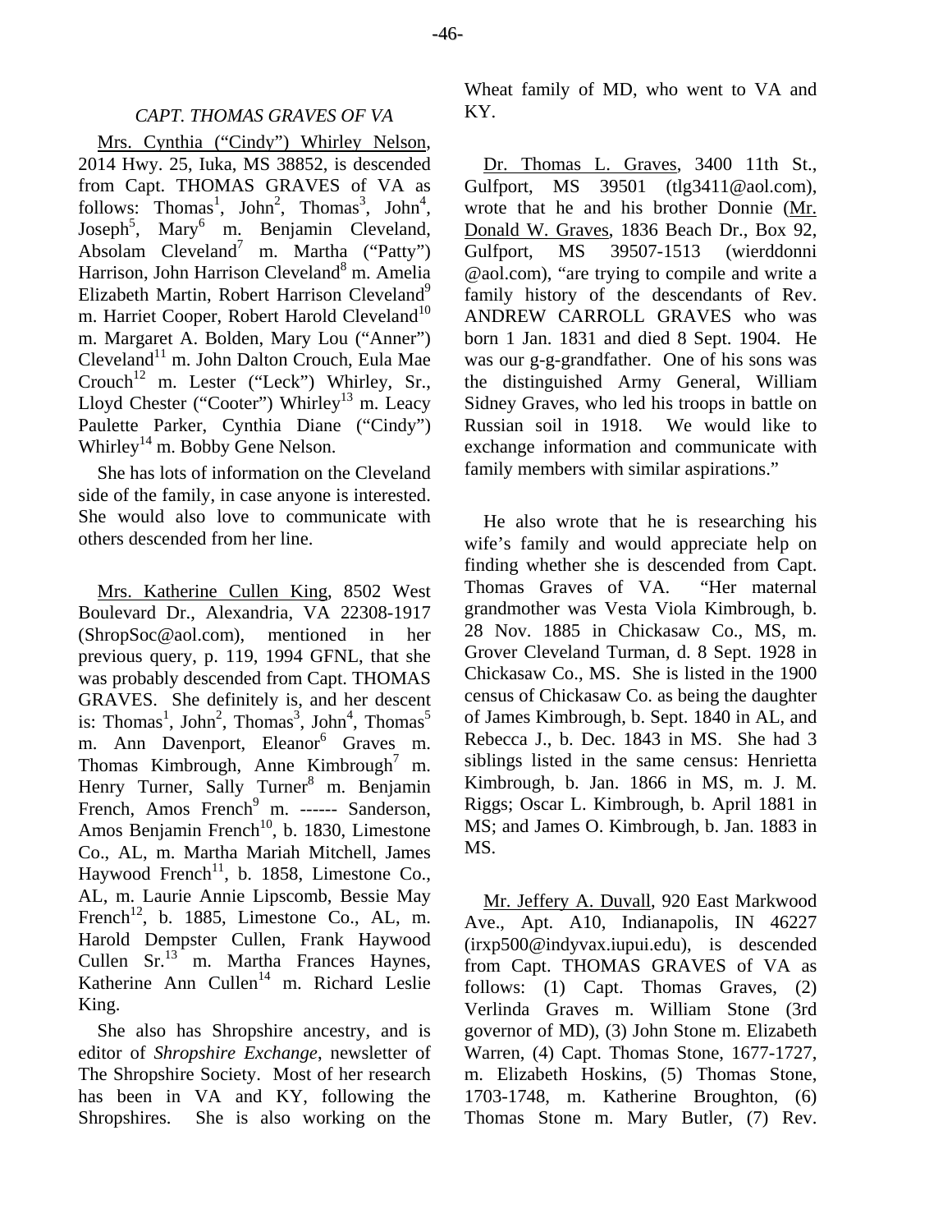### *CAPT. THOMAS GRAVES OF VA*

Mrs. Cynthia ("Cindy") Whirley Nelson, 2014 Hwy. 25, Iuka, MS 38852, is descended from Capt. THOMAS GRAVES of VA as follows: Thomas[1], John[2], Thomas[3], John[4], Joseph[5], Mary[6] m. Benjamin Cleveland, Absolam Cleveland[7] m. Martha ("Patty") Harrison, John Harrison Cleveland[8] m. Amelia Elizabeth Martin, Robert Harrison Cleveland[9] m. Harriet Cooper, Robert Harold Cleveland[10] m. Margaret A. Bolden, Mary Lou ("Anner") Cleveland[11] m. John Dalton Crouch, Eula Mae Crouch[12] m. Lester ("Leck") Whirley, Sr., Lloyd Chester ("Cooter") Whirley[13] m. Leacy Paulette Parker, Cynthia Diane ("Cindy") Whirley[14] m. Bobby Gene Nelson.

She has lots of information on the Cleveland side of the family, in case anyone is interested. She would also love to communicate with others descended from her line.

Mrs. Katherine Cullen King, 8502 West Boulevard Dr., Alexandria, VA 22308-1917 (ShropSoc@aol.com), mentioned in her previous query, p. 119, 1994 GFNL, that she was probably descended from Capt. THOMAS GRAVES. She definitely is, and her descent is: Thomas[1], John[2], Thomas[3], John[4], Thomas[5] m. Ann Davenport, Eleanor[6] Graves m. Thomas Kimbrough, Anne Kimbrough[7] m. Henry Turner, Sally Turner[8] m. Benjamin French, Amos French[9] m. ------ Sanderson, Amos Benjamin French[10], b. 1830, Limestone Co., AL, m. Martha Mariah Mitchell, James Haywood French[11], b. 1858, Limestone Co., AL, m. Laurie Annie Lipscomb, Bessie May French[12], b. 1885, Limestone Co., AL, m. Harold Dempster Cullen, Frank Haywood Cullen Sr.[13] m. Martha Frances Haynes, Katherine Ann Cullen[14] m. Richard Leslie King.

She also has Shropshire ancestry, and is editor of *Shropshire Exchange*, newsletter of The Shropshire Society. Most of her research has been in VA and KY, following the Shropshires. She is also working on the Wheat family of MD, who went to VA and KY.

Dr. Thomas L. Graves, 3400 11th St., Gulfport, MS 39501 (tlg3411@aol.com), wrote that he and his brother Donnie (Mr. Donald W. Graves, 1836 Beach Dr., Box 92, Gulfport, MS 39507-1513 (wierddonni @aol.com), "are trying to compile and write a family history of the descendants of Rev. ANDREW CARROLL GRAVES who was born 1 Jan. 1831 and died 8 Sept. 1904. He was our g-g-grandfather. One of his sons was the distinguished Army General, William Sidney Graves, who led his troops in battle on Russian soil in 1918. We would like to exchange information and communicate with family members with similar aspirations."

He also wrote that he is researching his wife's family and would appreciate help on finding whether she is descended from Capt. Thomas Graves of VA. "Her maternal grandmother was Vesta Viola Kimbrough, b. 28 Nov. 1885 in Chickasaw Co., MS, m. Grover Cleveland Turman, d. 8 Sept. 1928 in Chickasaw Co., MS. She is listed in the 1900 census of Chickasaw Co. as being the daughter of James Kimbrough, b. Sept. 1840 in AL, and Rebecca J., b. Dec. 1843 in MS. She had 3 siblings listed in the same census: Henrietta Kimbrough, b. Jan. 1866 in MS, m. J. M. Riggs; Oscar L. Kimbrough, b. April 1881 in MS; and James O. Kimbrough, b. Jan. 1883 in MS.

Mr. Jeffery A. Duvall, 920 East Markwood Ave., Apt. A10, Indianapolis, IN 46227 (irxp500@indyvax.iupui.edu), is descended from Capt. THOMAS GRAVES of VA as follows: (1) Capt. Thomas Graves, (2) Verlinda Graves m. William Stone (3rd governor of MD), (3) John Stone m. Elizabeth Warren, (4) Capt. Thomas Stone, 1677-1727, m. Elizabeth Hoskins, (5) Thomas Stone, 1703-1748, m. Katherine Broughton, (6) Thomas Stone m. Mary Butler, (7) Rev.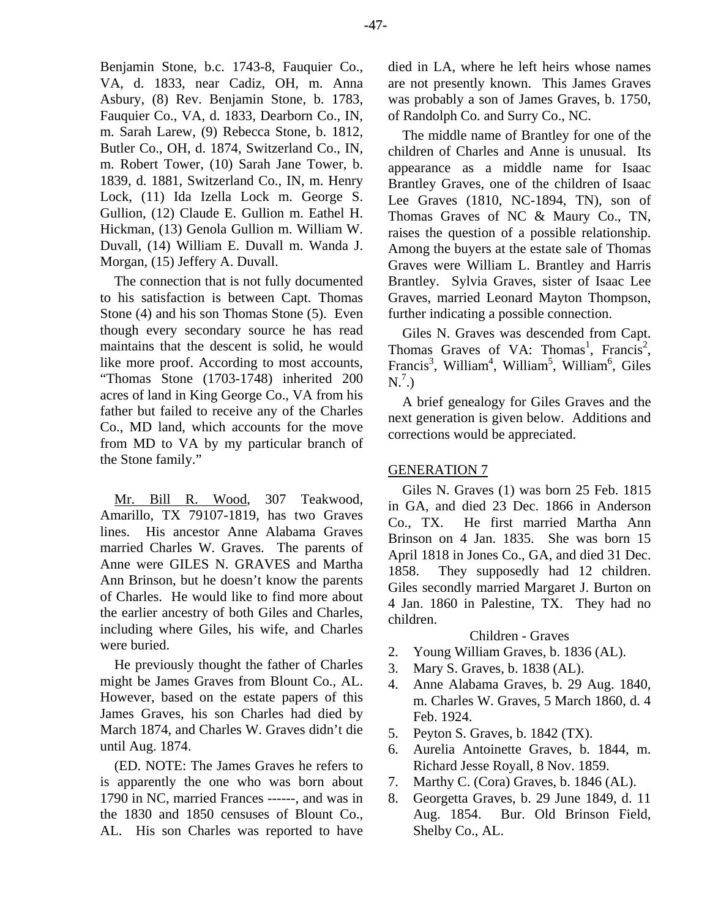Benjamin Stone, b.c. 1743-8, Fauquier Co., VA, d. 1833, near Cadiz, OH, m. Anna Asbury, (8) Rev. Benjamin Stone, b. 1783, Fauquier Co., VA, d. 1833, Dearborn Co., IN, m. Sarah Larew, (9) Rebecca Stone, b. 1812, Butler Co., OH, d. 1874, Switzerland Co., IN, m. Robert Tower, (10) Sarah Jane Tower, b. 1839, d. 1881, Switzerland Co., IN, m. Henry Lock, (11) Ida Izella Lock m. George S. Gullion, (12) Claude E. Gullion m. Eathel H. Hickman, (13) Genola Gullion m. William W. Duvall, (14) William E. Duvall m. Wanda J. Morgan, (15) Jeffery A. Duvall.

The connection that is not fully documented to his satisfaction is between Capt. Thomas Stone (4) and his son Thomas Stone (5). Even though every secondary source he has read maintains that the descent is solid, he would like more proof. According to most accounts, "Thomas Stone (1703-1748) inherited 200 acres of land in King George Co., VA from his father but failed to receive any of the Charles Co., MD land, which accounts for the move from MD to VA by my particular branch of the Stone family."

Mr. Bill R. Wood, 307 Teakwood, Amarillo, TX 79107-1819, has two Graves lines. His ancestor Anne Alabama Graves married Charles W. Graves. The parents of Anne were GILES N. GRAVES and Martha Ann Brinson, but he doesn't know the parents of Charles. He would like to find more about the earlier ancestry of both Giles and Charles, including where Giles, his wife, and Charles were buried.

He previously thought the father of Charles might be James Graves from Blount Co., AL. However, based on the estate papers of this James Graves, his son Charles had died by March 1874, and Charles W. Graves didn't die until Aug. 1874.

(ED. NOTE: The James Graves he refers to is apparently the one who was born about 1790 in NC, married Frances ------, and was in the 1830 and 1850 censuses of Blount Co., AL. His son Charles was reported to have died in LA, where he left heirs whose names are not presently known. This James Graves was probably a son of James Graves, b. 1750, of Randolph Co. and Surry Co., NC.

The middle name of Brantley for one of the children of Charles and Anne is unusual. Its appearance as a middle name for Isaac Brantley Graves, one of the children of Isaac Lee Graves (1810, NC-1894, TN), son of Thomas Graves of NC & Maury Co., TN, raises the question of a possible relationship. Among the buyers at the estate sale of Thomas Graves were William L. Brantley and Harris Brantley. Sylvia Graves, sister of Isaac Lee Graves, married Leonard Mayton Thompson, further indicating a possible connection.

Giles N. Graves was descended from Capt. Thomas Graves of VA: Thomas[1], Francis[2], Francis[3], William[4], William[5], William[6], Giles N.[7].)

A brief genealogy for Giles Graves and the next generation is given below. Additions and corrections would be appreciated.

## GENERATION 7

Giles N. Graves (1) was born 25 Feb. 1815 in GA, and died 23 Dec. 1866 in Anderson Co., TX. He first married Martha Ann Brinson on 4 Jan. 1835. She was born 15 April 1818 in Jones Co., GA, and died 31 Dec. 1858. They supposedly had 12 children. Giles secondly married Margaret J. Burton on 4 Jan. 1860 in Palestine, TX. They had no children.

Children - Graves

2. Young William Graves, b. 1836 (AL).
3. Mary S. Graves, b. 1838 (AL).
4. Anne Alabama Graves, b. 29 Aug. 1840, m. Charles W. Graves, 5 March 1860, d. 4 Feb. 1924.
5. Peyton S. Graves, b. 1842 (TX).
6. Aurelia Antoinette Graves, b. 1844, m. Richard Jesse Royall, 8 Nov. 1859.
7. Marthy C. (Cora) Graves, b. 1846 (AL).
8. Georgetta Graves, b. 29 June 1849, d. 11 Aug. 1854. Bur. Old Brinson Field, Shelby Co., AL.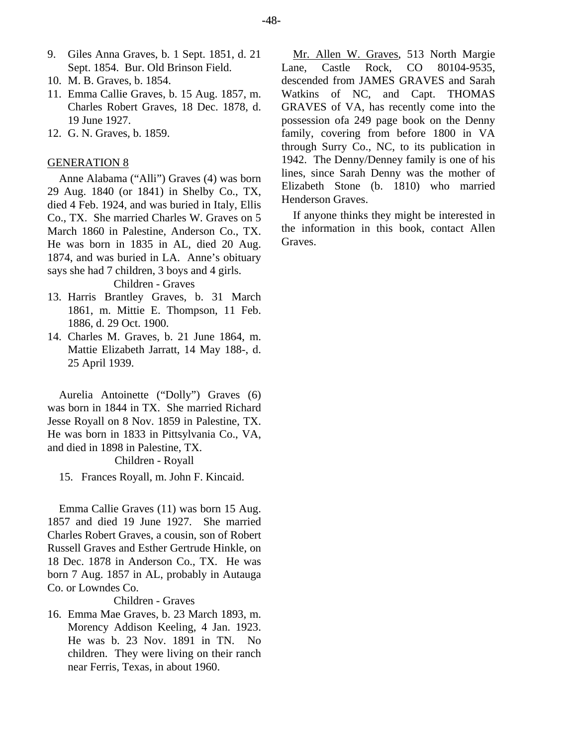9. Giles Anna Graves, b. 1 Sept. 1851, d. 21 Sept. 1854. Bur. Old Brinson Field.
10. M. B. Graves, b. 1854.
11. Emma Callie Graves, b. 15 Aug. 1857, m. Charles Robert Graves, 18 Dec. 1878, d. 19 June 1927.
12. G. N. Graves, b. 1859.

## GENERATION 8

Anne Alabama ("Alli") Graves (4) was born 29 Aug. 1840 (or 1841) in Shelby Co., TX, died 4 Feb. 1924, and was buried in Italy, Ellis Co., TX. She married Charles W. Graves on 5 March 1860 in Palestine, Anderson Co., TX. He was born in 1835 in AL, died 20 Aug. 1874, and was buried in LA. Anne's obituary says she had 7 children, 3 boys and 4 girls.

Children - Graves

13. Harris Brantley Graves, b. 31 March 1861, m. Mittie E. Thompson, 11 Feb. 1886, d. 29 Oct. 1900.
14. Charles M. Graves, b. 21 June 1864, m. Mattie Elizabeth Jarratt, 14 May 188-, d. 25 April 1939.

Aurelia Antoinette ("Dolly") Graves (6) was born in 1844 in TX. She married Richard Jesse Royall on 8 Nov. 1859 in Palestine, TX. He was born in 1833 in Pittsylvania Co., VA, and died in 1898 in Palestine, TX.

Children - Royall

15. Frances Royall, m. John F. Kincaid.

Emma Callie Graves (11) was born 15 Aug. 1857 and died 19 June 1927. She married Charles Robert Graves, a cousin, son of Robert Russell Graves and Esther Gertrude Hinkle, on 18 Dec. 1878 in Anderson Co., TX. He was born 7 Aug. 1857 in AL, probably in Autauga Co. or Lowndes Co.

Children - Graves

16. Emma Mae Graves, b. 23 March 1893, m. Morency Addison Keeling, 4 Jan. 1923. He was b. 23 Nov. 1891 in TN. No children. They were living on their ranch near Ferris, Texas, in about 1960.

Mr. Allen W. Graves, 513 North Margie Lane, Castle Rock, CO 80104-9535, descended from JAMES GRAVES and Sarah Watkins of NC, and Capt. THOMAS GRAVES of VA, has recently come into the possession ofa 249 page book on the Denny family, covering from before 1800 in VA through Surry Co., NC, to its publication in 1942. The Denny/Denney family is one of his lines, since Sarah Denny was the mother of Elizabeth Stone (b. 1810) who married Henderson Graves.

If anyone thinks they might be interested in the information in this book, contact Allen Graves.